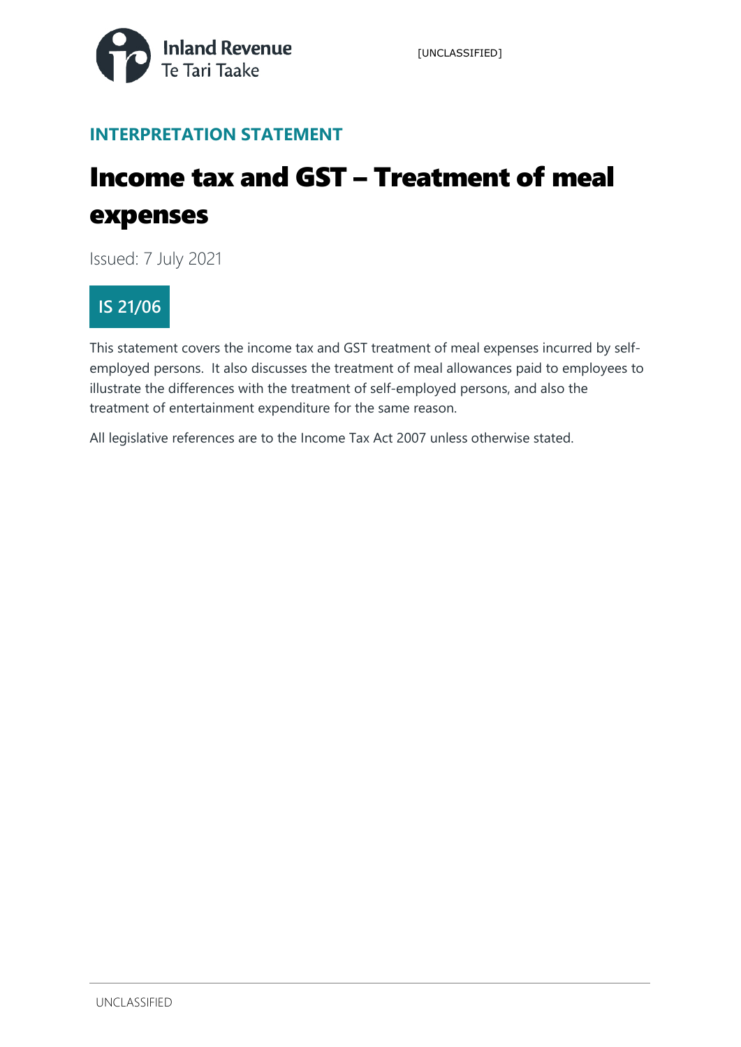**INTERPRETATION STATEMENT**

# Income tax and GST – Treatment of meal expenses

Issued: 7 July 2021

**IS 21/06**

This statement covers the income tax and GST treatment of meal expenses incurred by self-employed persons. It also discusses the treatment of meal allowances paid to employees to illustrate the differences with the treatment of self-employed persons, and also the treatment of entertainment expenditure for the same reason.

All legislative references are to the Income Tax Act 2007 unless otherwise stated.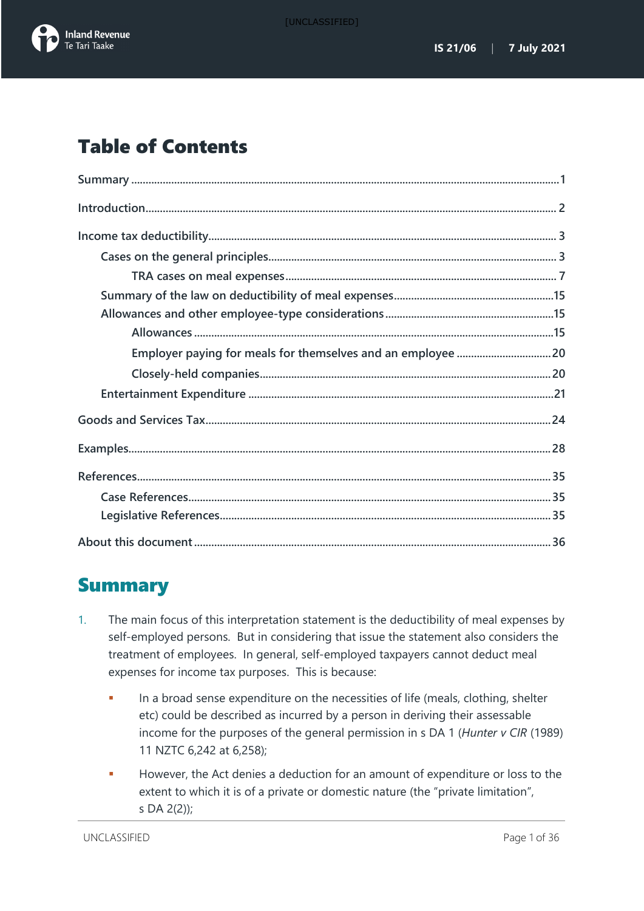# Table of Contents

Summary ....................................................................................................................1

Introduction.............................................................................................................. 2

Income tax deductibility........................................................................................ 3

- Cases on the general principles.................................................................... 3
  - TRA cases on meal expenses.............................................................................. 7
- Summary of the law on deductibility of meal expenses.......................................................15
- Allowances and other employee-type considerations..........................................................15
  - Allowances ...........................................................................................................15
  - Employer paying for meals for themselves and an employee .................................20
  - Closely-held companies.....................................................................................20
- Entertainment Expenditure ..........................................................................................21

Goods and Services Tax........................................................................................24

Examples.................................................................................................................28

References...............................................................................................................35

- Case References..............................................................................................35
- Legislative References..................................................................................35

About this document ............................................................................................36

# Summary

1. The main focus of this interpretation statement is the deductibility of meal expenses by self-employed persons. But in considering that issue the statement also considers the treatment of employees. In general, self-employed taxpayers cannot deduct meal expenses for income tax purposes. This is because:

   - In a broad sense expenditure on the necessities of life (meals, clothing, shelter etc) could be described as incurred by a person in deriving their assessable income for the purposes of the general permission in s DA 1 (*Hunter v CIR* (1989) 11 NZTC 6,242 at 6,258);
   - However, the Act denies a deduction for an amount of expenditure or loss to the extent to which it is of a private or domestic nature (the "private limitation", s DA 2(2));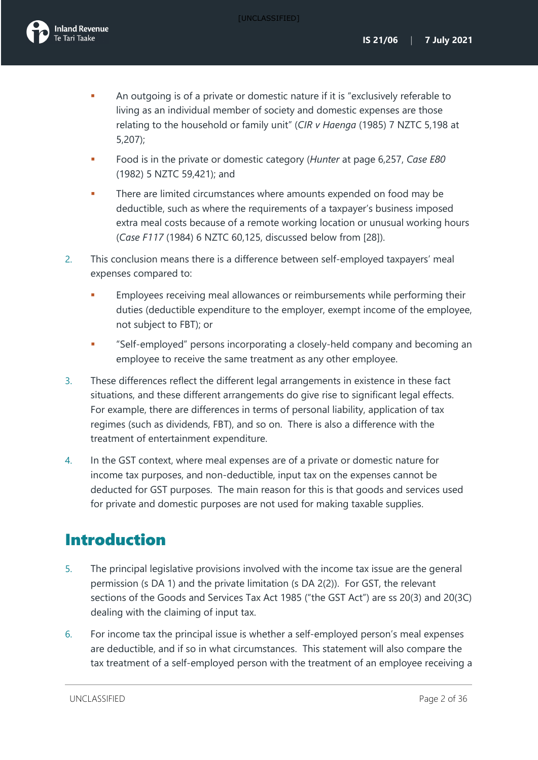- An outgoing is of a private or domestic nature if it is "exclusively referable to living as an individual member of society and domestic expenses are those relating to the household or family unit" (*CIR v Haenga* (1985) 7 NZTC 5,198 at 5,207);
- Food is in the private or domestic category (*Hunter* at page 6,257, *Case E80* (1982) 5 NZTC 59,421); and
- There are limited circumstances where amounts expended on food may be deductible, such as where the requirements of a taxpayer's business imposed extra meal costs because of a remote working location or unusual working hours (*Case F117* (1984) 6 NZTC 60,125, discussed below from [28]).

2. This conclusion means there is a difference between self-employed taxpayers' meal expenses compared to:
   - Employees receiving meal allowances or reimbursements while performing their duties (deductible expenditure to the employer, exempt income of the employee, not subject to FBT); or
   - "Self-employed" persons incorporating a closely-held company and becoming an employee to receive the same treatment as any other employee.

3. These differences reflect the different legal arrangements in existence in these fact situations, and these different arrangements do give rise to significant legal effects. For example, there are differences in terms of personal liability, application of tax regimes (such as dividends, FBT), and so on. There is also a difference with the treatment of entertainment expenditure.

4. In the GST context, where meal expenses are of a private or domestic nature for income tax purposes, and non-deductible, input tax on the expenses cannot be deducted for GST purposes. The main reason for this is that goods and services used for private and domestic purposes are not used for making taxable supplies.

# Introduction

5. The principal legislative provisions involved with the income tax issue are the general permission (s DA 1) and the private limitation (s DA 2(2)). For GST, the relevant sections of the Goods and Services Tax Act 1985 ("the GST Act") are ss 20(3) and 20(3C) dealing with the claiming of input tax.

6. For income tax the principal issue is whether a self-employed person's meal expenses are deductible, and if so in what circumstances. This statement will also compare the tax treatment of a self-employed person with the treatment of an employee receiving a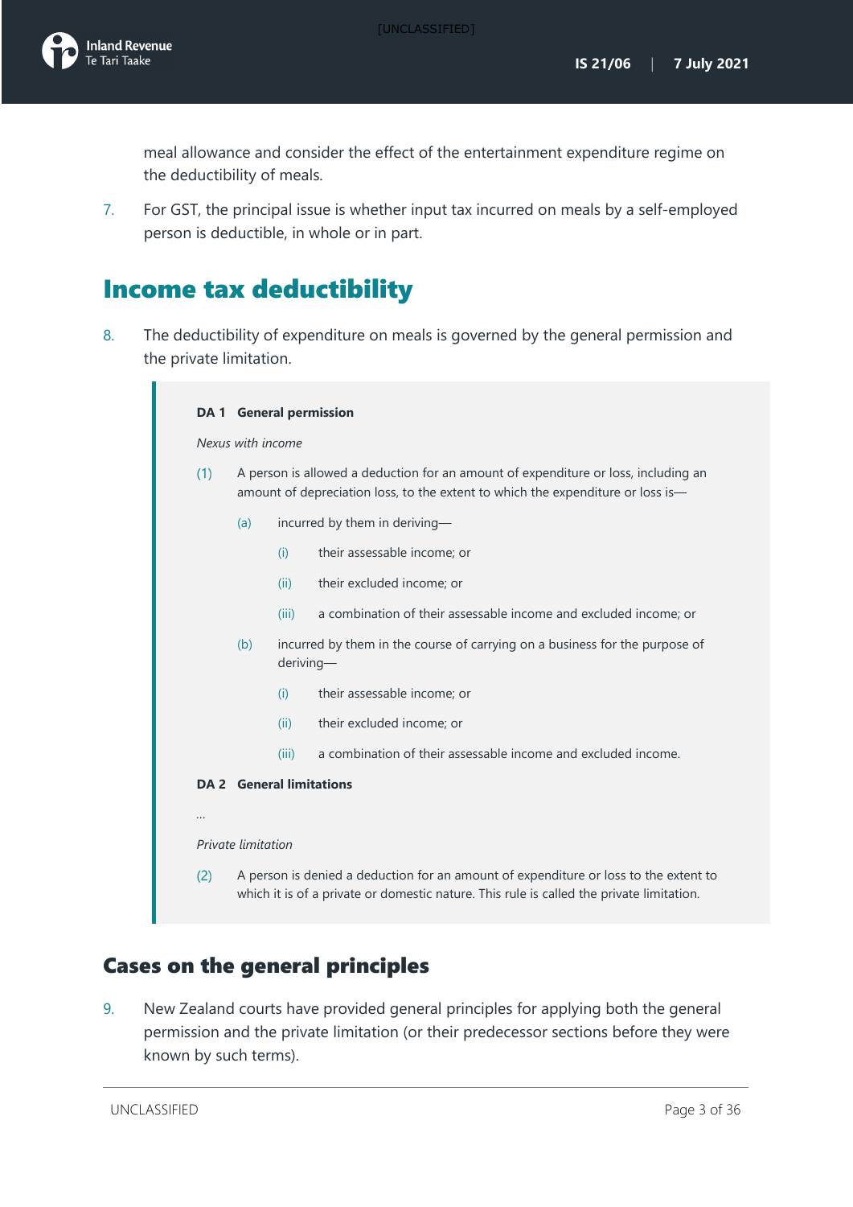meal allowance and consider the effect of the entertainment expenditure regime on the deductibility of meals.

7. For GST, the principal issue is whether input tax incurred on meals by a self-employed person is deductible, in whole or in part.

# Income tax deductibility

8. The deductibility of expenditure on meals is governed by the general permission and the private limitation.

> **DA 1 General permission**
>
> *Nexus with income*
>
> (1) A person is allowed a deduction for an amount of expenditure or loss, including an amount of depreciation loss, to the extent to which the expenditure or loss is—
>
> (a) incurred by them in deriving—
>
> (i) their assessable income; or
>
> (ii) their excluded income; or
>
> (iii) a combination of their assessable income and excluded income; or
>
> (b) incurred by them in the course of carrying on a business for the purpose of deriving—
>
> (i) their assessable income; or
>
> (ii) their excluded income; or
>
> (iii) a combination of their assessable income and excluded income.
>
> **DA 2 General limitations**
>
> …
>
> *Private limitation*
>
> (2) A person is denied a deduction for an amount of expenditure or loss to the extent to which it is of a private or domestic nature. This rule is called the private limitation.

## Cases on the general principles

9. New Zealand courts have provided general principles for applying both the general permission and the private limitation (or their predecessor sections before they were known by such terms).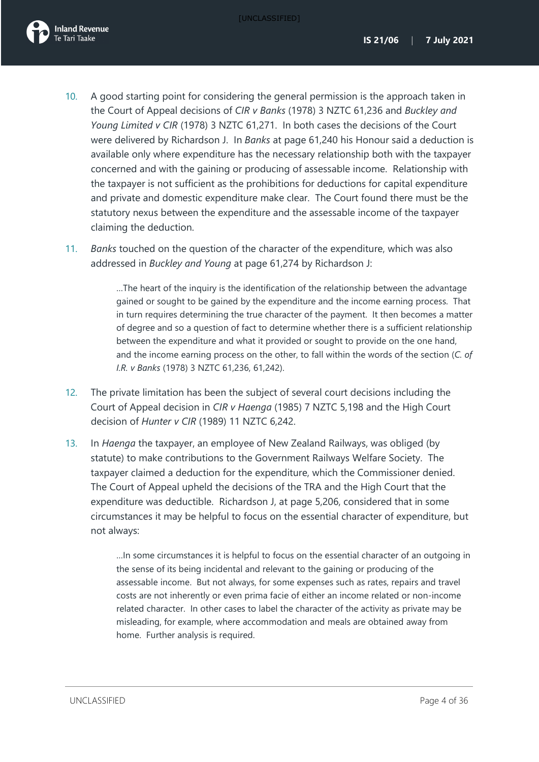10. A good starting point for considering the general permission is the approach taken in the Court of Appeal decisions of *CIR v Banks* (1978) 3 NZTC 61,236 and *Buckley and Young Limited v CIR* (1978) 3 NZTC 61,271. In both cases the decisions of the Court were delivered by Richardson J. In *Banks* at page 61,240 his Honour said a deduction is available only where expenditure has the necessary relationship both with the taxpayer concerned and with the gaining or producing of assessable income. Relationship with the taxpayer is not sufficient as the prohibitions for deductions for capital expenditure and private and domestic expenditure make clear. The Court found there must be the statutory nexus between the expenditure and the assessable income of the taxpayer claiming the deduction.

11. *Banks* touched on the question of the character of the expenditure, which was also addressed in *Buckley and Young* at page 61,274 by Richardson J:

> …The heart of the inquiry is the identification of the relationship between the advantage gained or sought to be gained by the expenditure and the income earning process. That in turn requires determining the true character of the payment. It then becomes a matter of degree and so a question of fact to determine whether there is a sufficient relationship between the expenditure and what it provided or sought to provide on the one hand, and the income earning process on the other, to fall within the words of the section (*C. of I.R. v Banks* (1978) 3 NZTC 61,236, 61,242).

12. The private limitation has been the subject of several court decisions including the Court of Appeal decision in *CIR v Haenga* (1985) 7 NZTC 5,198 and the High Court decision of *Hunter v CIR* (1989) 11 NZTC 6,242.

13. In *Haenga* the taxpayer, an employee of New Zealand Railways, was obliged (by statute) to make contributions to the Government Railways Welfare Society. The taxpayer claimed a deduction for the expenditure, which the Commissioner denied. The Court of Appeal upheld the decisions of the TRA and the High Court that the expenditure was deductible. Richardson J, at page 5,206, considered that in some circumstances it may be helpful to focus on the essential character of expenditure, but not always:

> …In some circumstances it is helpful to focus on the essential character of an outgoing in the sense of its being incidental and relevant to the gaining or producing of the assessable income. But not always, for some expenses such as rates, repairs and travel costs are not inherently or even prima facie of either an income related or non-income related character. In other cases to label the character of the activity as private may be misleading, for example, where accommodation and meals are obtained away from home. Further analysis is required.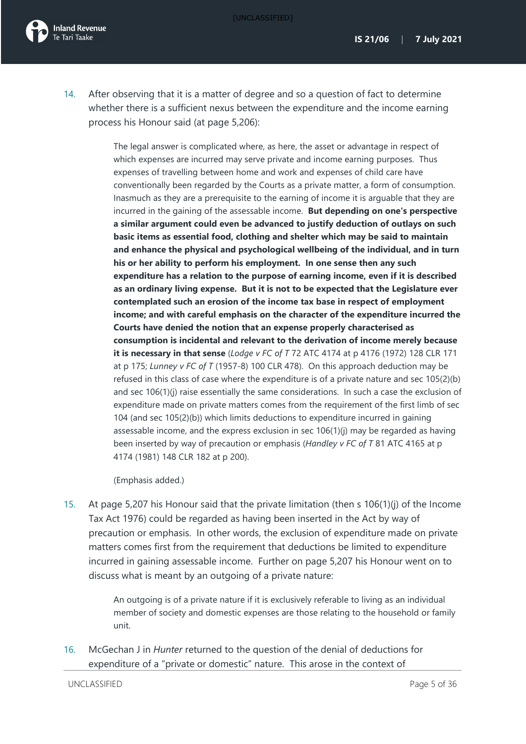14. After observing that it is a matter of degree and so a question of fact to determine whether there is a sufficient nexus between the expenditure and the income earning process his Honour said (at page 5,206):

> The legal answer is complicated where, as here, the asset or advantage in respect of which expenses are incurred may serve private and income earning purposes. Thus expenses of travelling between home and work and expenses of child care have conventionally been regarded by the Courts as a private matter, a form of consumption. Inasmuch as they are a prerequisite to the earning of income it is arguable that they are incurred in the gaining of the assessable income. **But depending on one's perspective a similar argument could even be advanced to justify deduction of outlays on such basic items as essential food, clothing and shelter which may be said to maintain and enhance the physical and psychological wellbeing of the individual, and in turn his or her ability to perform his employment. In one sense then any such expenditure has a relation to the purpose of earning income, even if it is described as an ordinary living expense. But it is not to be expected that the Legislature ever contemplated such an erosion of the income tax base in respect of employment income; and with careful emphasis on the character of the expenditure incurred the Courts have denied the notion that an expense properly characterised as consumption is incidental and relevant to the derivation of income merely because it is necessary in that sense** (*Lodge v FC of T* 72 ATC 4174 at p 4176 (1972) 128 CLR 171 at p 175; *Lunney v FC of T* (1957-8) 100 CLR 478). On this approach deduction may be refused in this class of case where the expenditure is of a private nature and sec 105(2)(b) and sec 106(1)(j) raise essentially the same considerations. In such a case the exclusion of expenditure made on private matters comes from the requirement of the first limb of sec 104 (and sec 105(2)(b)) which limits deductions to expenditure incurred in gaining assessable income, and the express exclusion in sec 106(1)(j) may be regarded as having been inserted by way of precaution or emphasis (*Handley v FC of T* 81 ATC 4165 at p 4174 (1981) 148 CLR 182 at p 200).
>
> (Emphasis added.)

15. At page 5,207 his Honour said that the private limitation (then s 106(1)(j) of the Income Tax Act 1976) could be regarded as having been inserted in the Act by way of precaution or emphasis. In other words, the exclusion of expenditure made on private matters comes first from the requirement that deductions be limited to expenditure incurred in gaining assessable income. Further on page 5,207 his Honour went on to discuss what is meant by an outgoing of a private nature:

> An outgoing is of a private nature if it is exclusively referable to living as an individual member of society and domestic expenses are those relating to the household or family unit.

16. McGechan J in *Hunter* returned to the question of the denial of deductions for expenditure of a "private or domestic" nature. This arose in the context of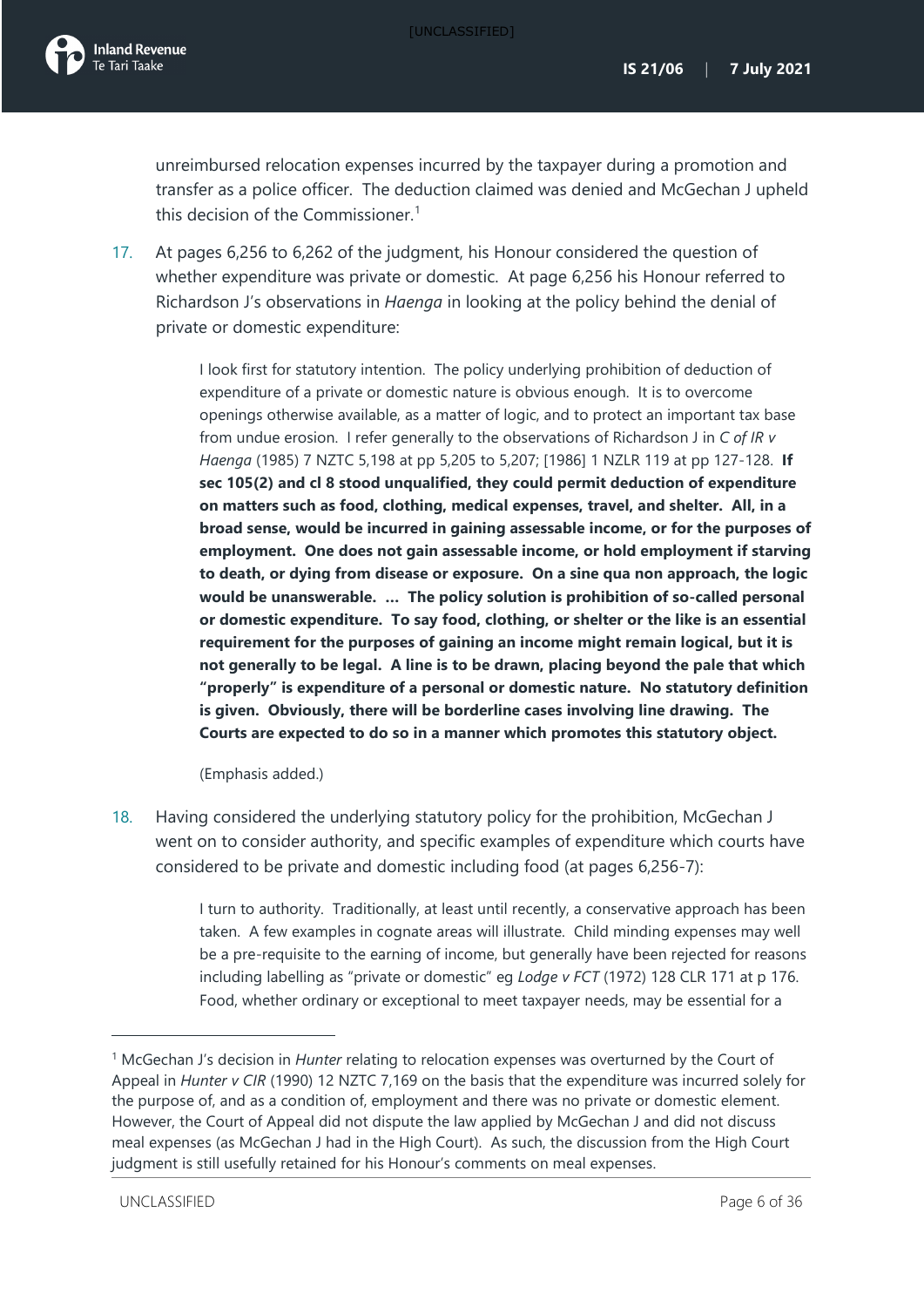unreimbursed relocation expenses incurred by the taxpayer during a promotion and transfer as a police officer. The deduction claimed was denied and McGechan J upheld this decision of the Commissioner.[1]

17. At pages 6,256 to 6,262 of the judgment, his Honour considered the question of whether expenditure was private or domestic. At page 6,256 his Honour referred to Richardson J's observations in *Haenga* in looking at the policy behind the denial of private or domestic expenditure:

> I look first for statutory intention. The policy underlying prohibition of deduction of expenditure of a private or domestic nature is obvious enough. It is to overcome openings otherwise available, as a matter of logic, and to protect an important tax base from undue erosion. I refer generally to the observations of Richardson J in *C of IR v Haenga* (1985) 7 NZTC 5,198 at pp 5,205 to 5,207; [1986] 1 NZLR 119 at pp 127-128. **If sec 105(2) and cl 8 stood unqualified, they could permit deduction of expenditure on matters such as food, clothing, medical expenses, travel, and shelter. All, in a broad sense, would be incurred in gaining assessable income, or for the purposes of employment. One does not gain assessable income, or hold employment if starving to death, or dying from disease or exposure. On a sine qua non approach, the logic would be unanswerable. … The policy solution is prohibition of so-called personal or domestic expenditure. To say food, clothing, or shelter or the like is an essential requirement for the purposes of gaining an income might remain logical, but it is not generally to be legal. A line is to be drawn, placing beyond the pale that which "properly" is expenditure of a personal or domestic nature. No statutory definition is given. Obviously, there will be borderline cases involving line drawing. The Courts are expected to do so in a manner which promotes this statutory object.**
>
> (Emphasis added.)

18. Having considered the underlying statutory policy for the prohibition, McGechan J went on to consider authority, and specific examples of expenditure which courts have considered to be private and domestic including food (at pages 6,256-7):

> I turn to authority. Traditionally, at least until recently, a conservative approach has been taken. A few examples in cognate areas will illustrate. Child minding expenses may well be a pre-requisite to the earning of income, but generally have been rejected for reasons including labelling as "private or domestic" eg *Lodge v FCT* (1972) 128 CLR 171 at p 176. Food, whether ordinary or exceptional to meet taxpayer needs, may be essential for a

---

[1] McGechan J's decision in *Hunter* relating to relocation expenses was overturned by the Court of Appeal in *Hunter v CIR* (1990) 12 NZTC 7,169 on the basis that the expenditure was incurred solely for the purpose of, and as a condition of, employment and there was no private or domestic element. However, the Court of Appeal did not dispute the law applied by McGechan J and did not discuss meal expenses (as McGechan J had in the High Court). As such, the discussion from the High Court judgment is still usefully retained for his Honour's comments on meal expenses.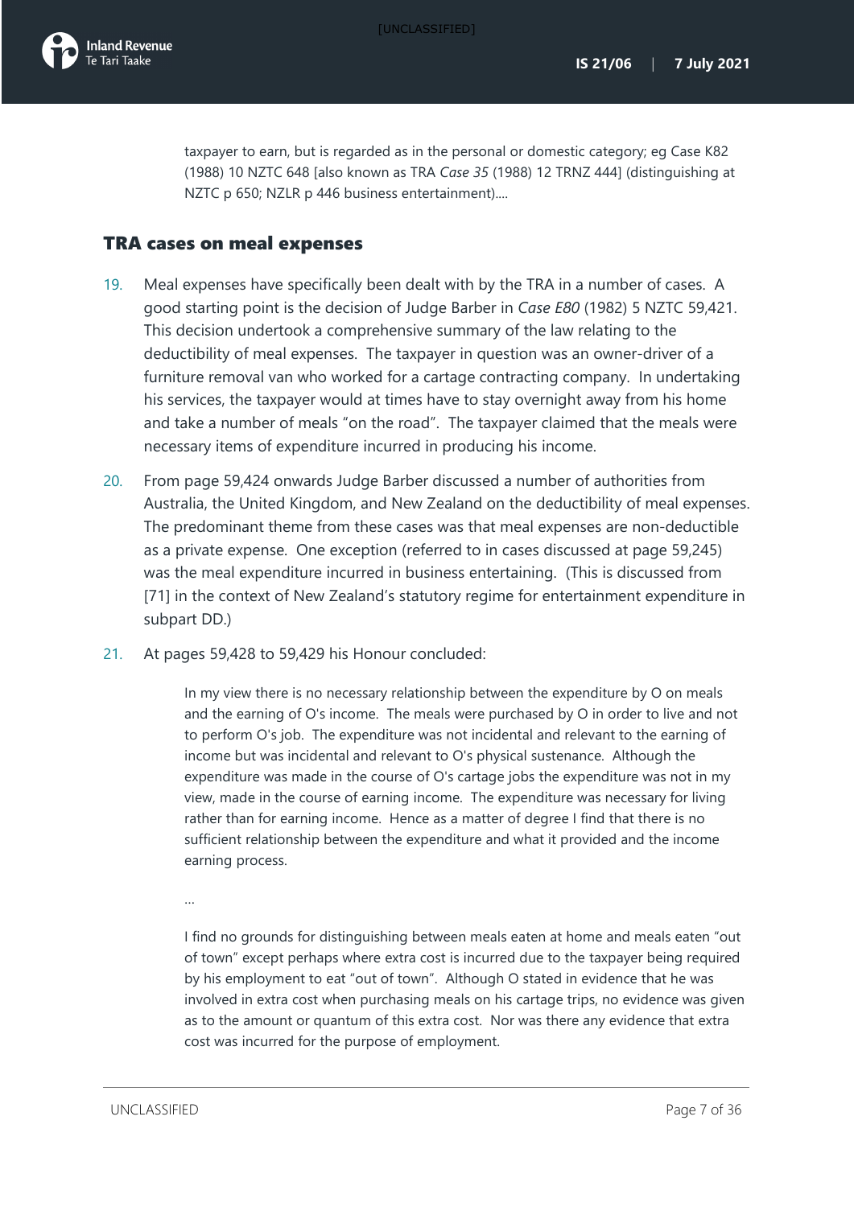taxpayer to earn, but is regarded as in the personal or domestic category; eg Case K82 (1988) 10 NZTC 648 [also known as TRA *Case 35* (1988) 12 TRNZ 444] (distinguishing at NZTC p 650; NZLR p 446 business entertainment)....

## TRA cases on meal expenses

19. Meal expenses have specifically been dealt with by the TRA in a number of cases. A good starting point is the decision of Judge Barber in *Case E80* (1982) 5 NZTC 59,421. This decision undertook a comprehensive summary of the law relating to the deductibility of meal expenses. The taxpayer in question was an owner-driver of a furniture removal van who worked for a cartage contracting company. In undertaking his services, the taxpayer would at times have to stay overnight away from his home and take a number of meals "on the road". The taxpayer claimed that the meals were necessary items of expenditure incurred in producing his income.

20. From page 59,424 onwards Judge Barber discussed a number of authorities from Australia, the United Kingdom, and New Zealand on the deductibility of meal expenses. The predominant theme from these cases was that meal expenses are non-deductible as a private expense. One exception (referred to in cases discussed at page 59,245) was the meal expenditure incurred in business entertaining. (This is discussed from [71] in the context of New Zealand's statutory regime for entertainment expenditure in subpart DD.)

21. At pages 59,428 to 59,429 his Honour concluded:

> In my view there is no necessary relationship between the expenditure by O on meals and the earning of O's income. The meals were purchased by O in order to live and not to perform O's job. The expenditure was not incidental and relevant to the earning of income but was incidental and relevant to O's physical sustenance. Although the expenditure was made in the course of O's cartage jobs the expenditure was not in my view, made in the course of earning income. The expenditure was necessary for living rather than for earning income. Hence as a matter of degree I find that there is no sufficient relationship between the expenditure and what it provided and the income earning process.
>
> ...
>
> I find no grounds for distinguishing between meals eaten at home and meals eaten "out of town" except perhaps where extra cost is incurred due to the taxpayer being required by his employment to eat "out of town". Although O stated in evidence that he was involved in extra cost when purchasing meals on his cartage trips, no evidence was given as to the amount or quantum of this extra cost. Nor was there any evidence that extra cost was incurred for the purpose of employment.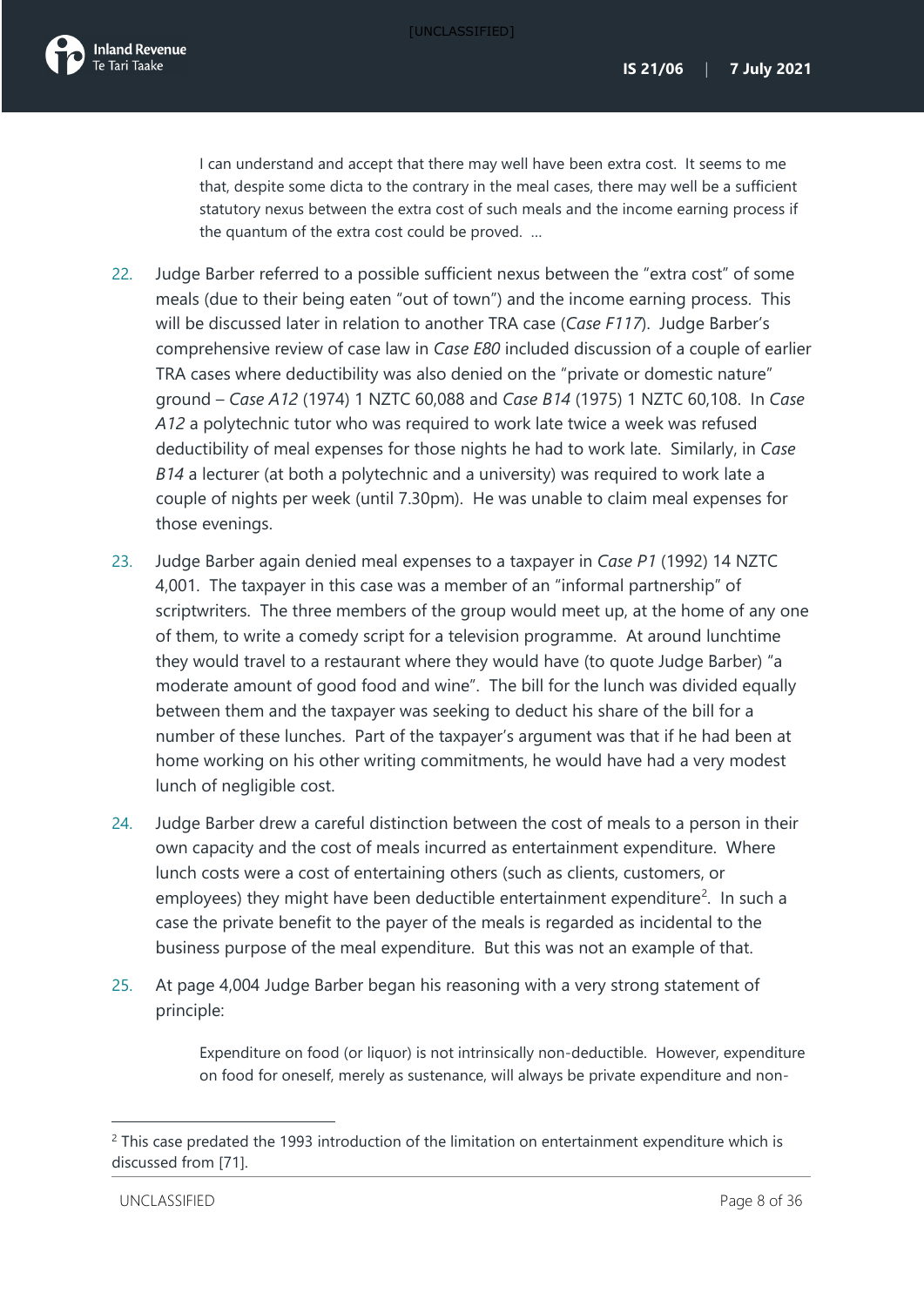> I can understand and accept that there may well have been extra cost. It seems to me that, despite some dicta to the contrary in the meal cases, there may well be a sufficient statutory nexus between the extra cost of such meals and the income earning process if the quantum of the extra cost could be proved. …

22. Judge Barber referred to a possible sufficient nexus between the "extra cost" of some meals (due to their being eaten "out of town") and the income earning process. This will be discussed later in relation to another TRA case (*Case F117*). Judge Barber's comprehensive review of case law in *Case E80* included discussion of a couple of earlier TRA cases where deductibility was also denied on the "private or domestic nature" ground – *Case A12* (1974) 1 NZTC 60,088 and *Case B14* (1975) 1 NZTC 60,108. In *Case A12* a polytechnic tutor who was required to work late twice a week was refused deductibility of meal expenses for those nights he had to work late. Similarly, in *Case B14* a lecturer (at both a polytechnic and a university) was required to work late a couple of nights per week (until 7.30pm). He was unable to claim meal expenses for those evenings.

23. Judge Barber again denied meal expenses to a taxpayer in *Case P1* (1992) 14 NZTC 4,001. The taxpayer in this case was a member of an "informal partnership" of scriptwriters. The three members of the group would meet up, at the home of any one of them, to write a comedy script for a television programme. At around lunchtime they would travel to a restaurant where they would have (to quote Judge Barber) "a moderate amount of good food and wine". The bill for the lunch was divided equally between them and the taxpayer was seeking to deduct his share of the bill for a number of these lunches. Part of the taxpayer's argument was that if he had been at home working on his other writing commitments, he would have had a very modest lunch of negligible cost.

24. Judge Barber drew a careful distinction between the cost of meals to a person in their own capacity and the cost of meals incurred as entertainment expenditure. Where lunch costs were a cost of entertaining others (such as clients, customers, or employees) they might have been deductible entertainment expenditure[2]. In such a case the private benefit to the payer of the meals is regarded as incidental to the business purpose of the meal expenditure. But this was not an example of that.

25. At page 4,004 Judge Barber began his reasoning with a very strong statement of principle:

> Expenditure on food (or liquor) is not intrinsically non-deductible. However, expenditure on food for oneself, merely as sustenance, will always be private expenditure and non-

---

[2] This case predated the 1993 introduction of the limitation on entertainment expenditure which is discussed from [71].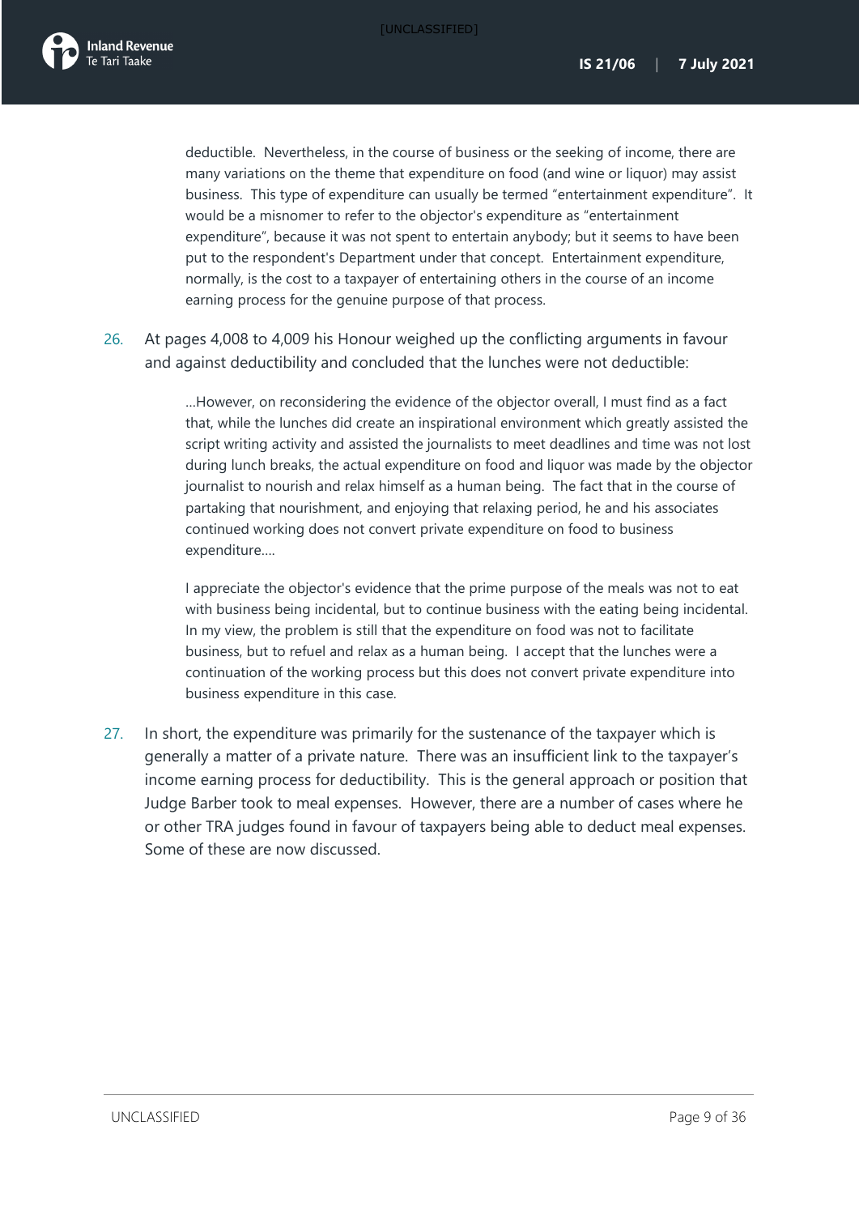> deductible. Nevertheless, in the course of business or the seeking of income, there are many variations on the theme that expenditure on food (and wine or liquor) may assist business. This type of expenditure can usually be termed "entertainment expenditure". It would be a misnomer to refer to the objector's expenditure as "entertainment expenditure", because it was not spent to entertain anybody; but it seems to have been put to the respondent's Department under that concept. Entertainment expenditure, normally, is the cost to a taxpayer of entertaining others in the course of an income earning process for the genuine purpose of that process.

26. At pages 4,008 to 4,009 his Honour weighed up the conflicting arguments in favour and against deductibility and concluded that the lunches were not deductible:

> ...However, on reconsidering the evidence of the objector overall, I must find as a fact that, while the lunches did create an inspirational environment which greatly assisted the script writing activity and assisted the journalists to meet deadlines and time was not lost during lunch breaks, the actual expenditure on food and liquor was made by the objector journalist to nourish and relax himself as a human being. The fact that in the course of partaking that nourishment, and enjoying that relaxing period, he and his associates continued working does not convert private expenditure on food to business expenditure....
>
> I appreciate the objector's evidence that the prime purpose of the meals was not to eat with business being incidental, but to continue business with the eating being incidental. In my view, the problem is still that the expenditure on food was not to facilitate business, but to refuel and relax as a human being. I accept that the lunches were a continuation of the working process but this does not convert private expenditure into business expenditure in this case.

27. In short, the expenditure was primarily for the sustenance of the taxpayer which is generally a matter of a private nature. There was an insufficient link to the taxpayer's income earning process for deductibility. This is the general approach or position that Judge Barber took to meal expenses. However, there are a number of cases where he or other TRA judges found in favour of taxpayers being able to deduct meal expenses. Some of these are now discussed.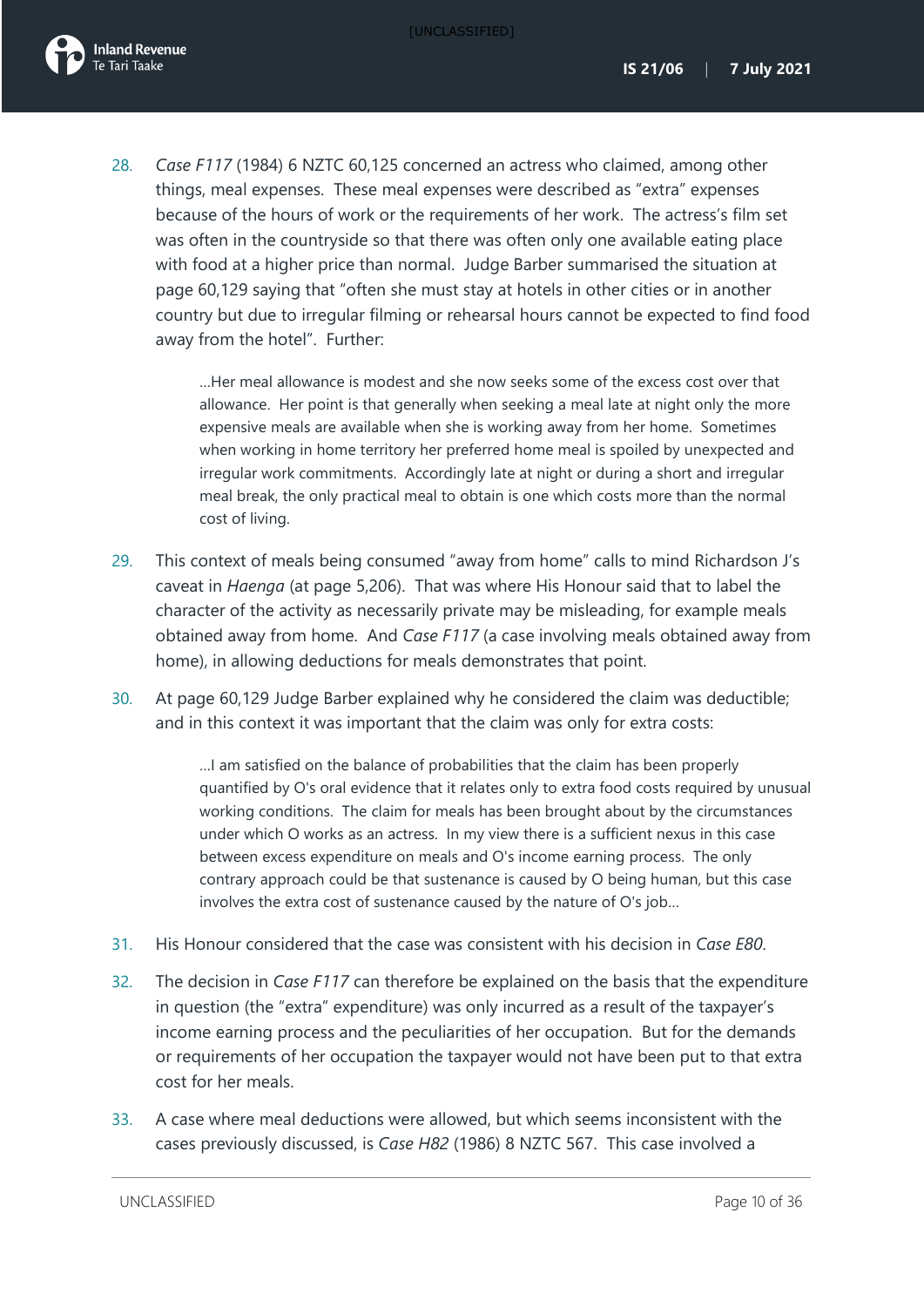28. *Case F117* (1984) 6 NZTC 60,125 concerned an actress who claimed, among other things, meal expenses. These meal expenses were described as "extra" expenses because of the hours of work or the requirements of her work. The actress's film set was often in the countryside so that there was often only one available eating place with food at a higher price than normal. Judge Barber summarised the situation at page 60,129 saying that "often she must stay at hotels in other cities or in another country but due to irregular filming or rehearsal hours cannot be expected to find food away from the hotel". Further:

> …Her meal allowance is modest and she now seeks some of the excess cost over that allowance. Her point is that generally when seeking a meal late at night only the more expensive meals are available when she is working away from her home. Sometimes when working in home territory her preferred home meal is spoiled by unexpected and irregular work commitments. Accordingly late at night or during a short and irregular meal break, the only practical meal to obtain is one which costs more than the normal cost of living.

29. This context of meals being consumed "away from home" calls to mind Richardson J's caveat in *Haenga* (at page 5,206). That was where His Honour said that to label the character of the activity as necessarily private may be misleading, for example meals obtained away from home. And *Case F117* (a case involving meals obtained away from home), in allowing deductions for meals demonstrates that point.

30. At page 60,129 Judge Barber explained why he considered the claim was deductible; and in this context it was important that the claim was only for extra costs:

> …I am satisfied on the balance of probabilities that the claim has been properly quantified by O's oral evidence that it relates only to extra food costs required by unusual working conditions. The claim for meals has been brought about by the circumstances under which O works as an actress. In my view there is a sufficient nexus in this case between excess expenditure on meals and O's income earning process. The only contrary approach could be that sustenance is caused by O being human, but this case involves the extra cost of sustenance caused by the nature of O's job…

31. His Honour considered that the case was consistent with his decision in *Case E80*.

32. The decision in *Case F117* can therefore be explained on the basis that the expenditure in question (the "extra" expenditure) was only incurred as a result of the taxpayer's income earning process and the peculiarities of her occupation. But for the demands or requirements of her occupation the taxpayer would not have been put to that extra cost for her meals.

33. A case where meal deductions were allowed, but which seems inconsistent with the cases previously discussed, is *Case H82* (1986) 8 NZTC 567. This case involved a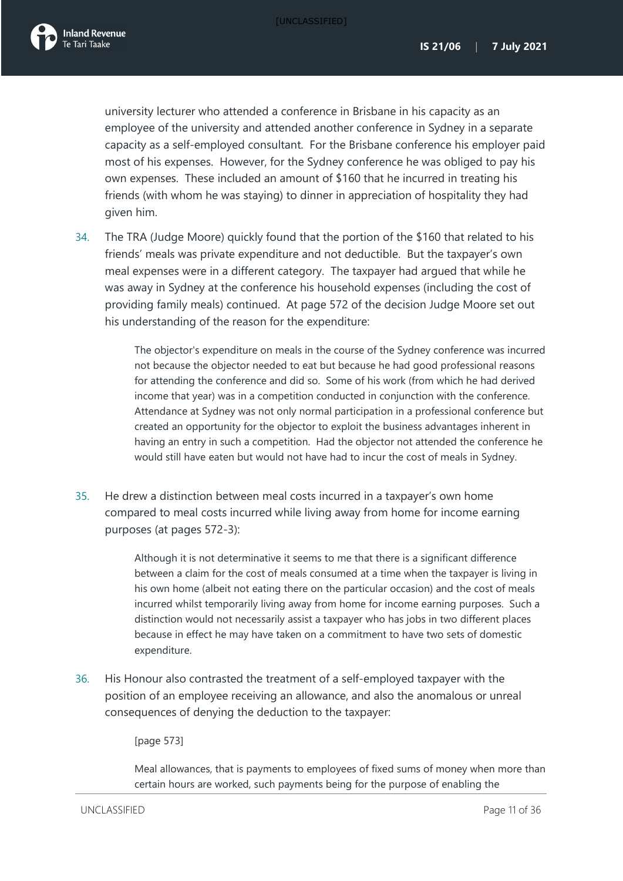university lecturer who attended a conference in Brisbane in his capacity as an employee of the university and attended another conference in Sydney in a separate capacity as a self-employed consultant. For the Brisbane conference his employer paid most of his expenses. However, for the Sydney conference he was obliged to pay his own expenses. These included an amount of $160 that he incurred in treating his friends (with whom he was staying) to dinner in appreciation of hospitality they had given him.

34. The TRA (Judge Moore) quickly found that the portion of the $160 that related to his friends' meals was private expenditure and not deductible. But the taxpayer's own meal expenses were in a different category. The taxpayer had argued that while he was away in Sydney at the conference his household expenses (including the cost of providing family meals) continued. At page 572 of the decision Judge Moore set out his understanding of the reason for the expenditure:

> The objector's expenditure on meals in the course of the Sydney conference was incurred not because the objector needed to eat but because he had good professional reasons for attending the conference and did so. Some of his work (from which he had derived income that year) was in a competition conducted in conjunction with the conference. Attendance at Sydney was not only normal participation in a professional conference but created an opportunity for the objector to exploit the business advantages inherent in having an entry in such a competition. Had the objector not attended the conference he would still have eaten but would not have had to incur the cost of meals in Sydney.

35. He drew a distinction between meal costs incurred in a taxpayer's own home compared to meal costs incurred while living away from home for income earning purposes (at pages 572-3):

> Although it is not determinative it seems to me that there is a significant difference between a claim for the cost of meals consumed at a time when the taxpayer is living in his own home (albeit not eating there on the particular occasion) and the cost of meals incurred whilst temporarily living away from home for income earning purposes. Such a distinction would not necessarily assist a taxpayer who has jobs in two different places because in effect he may have taken on a commitment to have two sets of domestic expenditure.

36. His Honour also contrasted the treatment of a self-employed taxpayer with the position of an employee receiving an allowance, and also the anomalous or unreal consequences of denying the deduction to the taxpayer:

> [page 573]
>
> Meal allowances, that is payments to employees of fixed sums of money when more than certain hours are worked, such payments being for the purpose of enabling the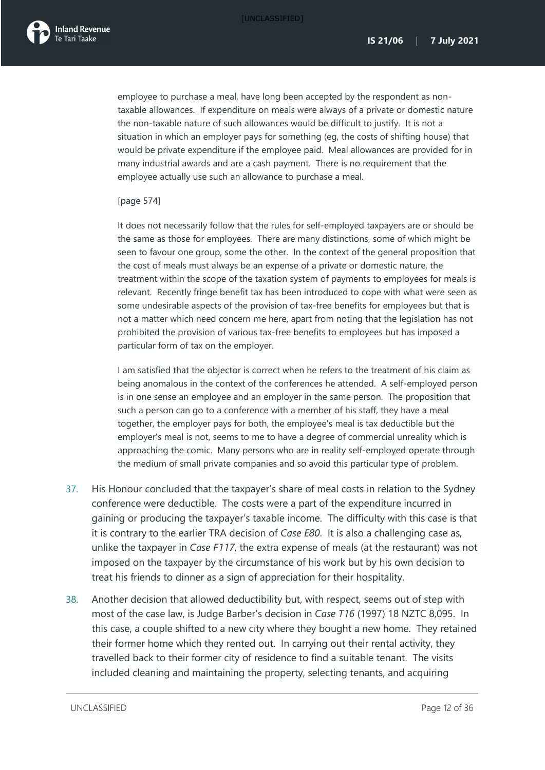> employee to purchase a meal, have long been accepted by the respondent as non-taxable allowances. If expenditure on meals were always of a private or domestic nature the non-taxable nature of such allowances would be difficult to justify. It is not a situation in which an employer pays for something (eg, the costs of shifting house) that would be private expenditure if the employee paid. Meal allowances are provided for in many industrial awards and are a cash payment. There is no requirement that the employee actually use such an allowance to purchase a meal.
>
> [page 574]
>
> It does not necessarily follow that the rules for self-employed taxpayers are or should be the same as those for employees. There are many distinctions, some of which might be seen to favour one group, some the other. In the context of the general proposition that the cost of meals must always be an expense of a private or domestic nature, the treatment within the scope of the taxation system of payments to employees for meals is relevant. Recently fringe benefit tax has been introduced to cope with what were seen as some undesirable aspects of the provision of tax-free benefits for employees but that is not a matter which need concern me here, apart from noting that the legislation has not prohibited the provision of various tax-free benefits to employees but has imposed a particular form of tax on the employer.
>
> I am satisfied that the objector is correct when he refers to the treatment of his claim as being anomalous in the context of the conferences he attended. A self-employed person is in one sense an employee and an employer in the same person. The proposition that such a person can go to a conference with a member of his staff, they have a meal together, the employer pays for both, the employee's meal is tax deductible but the employer's meal is not, seems to me to have a degree of commercial unreality which is approaching the comic. Many persons who are in reality self-employed operate through the medium of small private companies and so avoid this particular type of problem.

37. His Honour concluded that the taxpayer's share of meal costs in relation to the Sydney conference were deductible. The costs were a part of the expenditure incurred in gaining or producing the taxpayer's taxable income. The difficulty with this case is that it is contrary to the earlier TRA decision of *Case E80*. It is also a challenging case as, unlike the taxpayer in *Case F117*, the extra expense of meals (at the restaurant) was not imposed on the taxpayer by the circumstance of his work but by his own decision to treat his friends to dinner as a sign of appreciation for their hospitality.

38. Another decision that allowed deductibility but, with respect, seems out of step with most of the case law, is Judge Barber's decision in *Case T16* (1997) 18 NZTC 8,095. In this case, a couple shifted to a new city where they bought a new home. They retained their former home which they rented out. In carrying out their rental activity, they travelled back to their former city of residence to find a suitable tenant. The visits included cleaning and maintaining the property, selecting tenants, and acquiring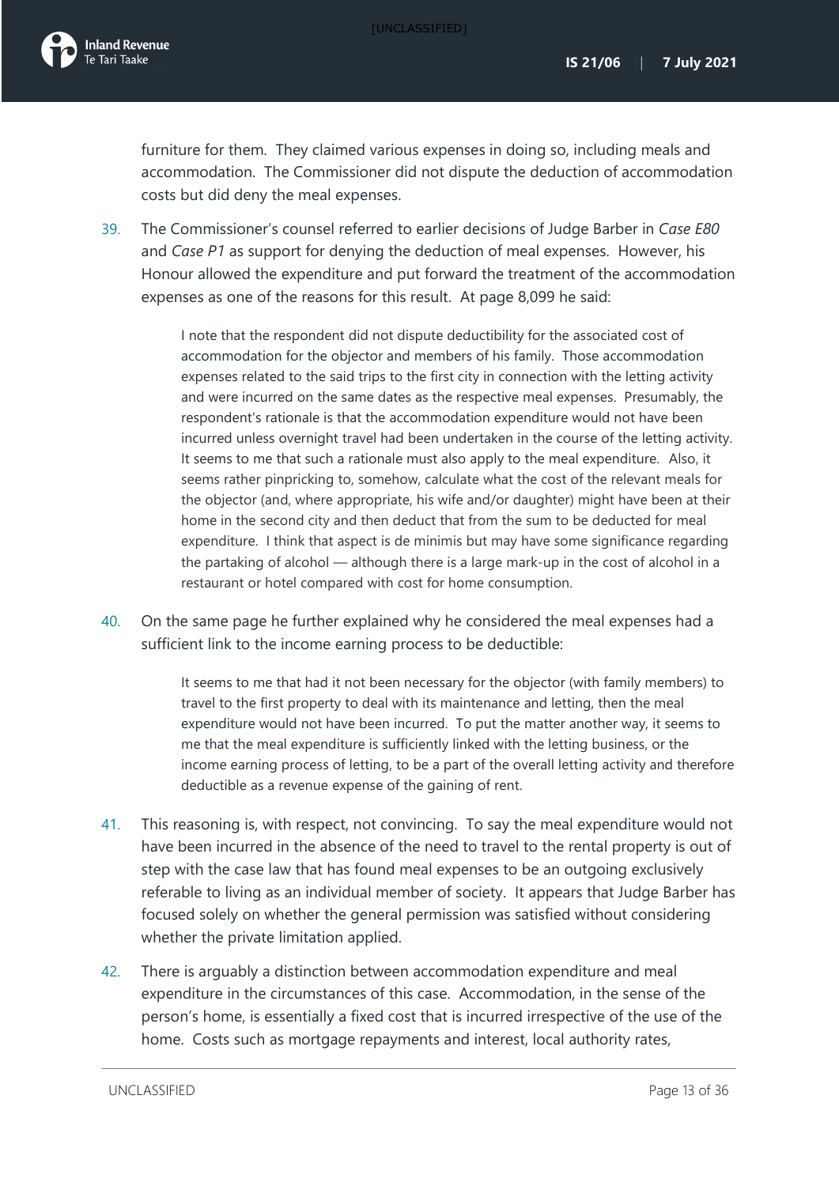furniture for them. They claimed various expenses in doing so, including meals and accommodation. The Commissioner did not dispute the deduction of accommodation costs but did deny the meal expenses.

39. The Commissioner's counsel referred to earlier decisions of Judge Barber in *Case E80* and *Case P1* as support for denying the deduction of meal expenses. However, his Honour allowed the expenditure and put forward the treatment of the accommodation expenses as one of the reasons for this result. At page 8,099 he said:

> I note that the respondent did not dispute deductibility for the associated cost of accommodation for the objector and members of his family. Those accommodation expenses related to the said trips to the first city in connection with the letting activity and were incurred on the same dates as the respective meal expenses. Presumably, the respondent's rationale is that the accommodation expenditure would not have been incurred unless overnight travel had been undertaken in the course of the letting activity. It seems to me that such a rationale must also apply to the meal expenditure. Also, it seems rather pinpricking to, somehow, calculate what the cost of the relevant meals for the objector (and, where appropriate, his wife and/or daughter) might have been at their home in the second city and then deduct that from the sum to be deducted for meal expenditure. I think that aspect is de minimis but may have some significance regarding the partaking of alcohol — although there is a large mark-up in the cost of alcohol in a restaurant or hotel compared with cost for home consumption.

40. On the same page he further explained why he considered the meal expenses had a sufficient link to the income earning process to be deductible:

> It seems to me that had it not been necessary for the objector (with family members) to travel to the first property to deal with its maintenance and letting, then the meal expenditure would not have been incurred. To put the matter another way, it seems to me that the meal expenditure is sufficiently linked with the letting business, or the income earning process of letting, to be a part of the overall letting activity and therefore deductible as a revenue expense of the gaining of rent.

41. This reasoning is, with respect, not convincing. To say the meal expenditure would not have been incurred in the absence of the need to travel to the rental property is out of step with the case law that has found meal expenses to be an outgoing exclusively referable to living as an individual member of society. It appears that Judge Barber has focused solely on whether the general permission was satisfied without considering whether the private limitation applied.

42. There is arguably a distinction between accommodation expenditure and meal expenditure in the circumstances of this case. Accommodation, in the sense of the person's home, is essentially a fixed cost that is incurred irrespective of the use of the home. Costs such as mortgage repayments and interest, local authority rates,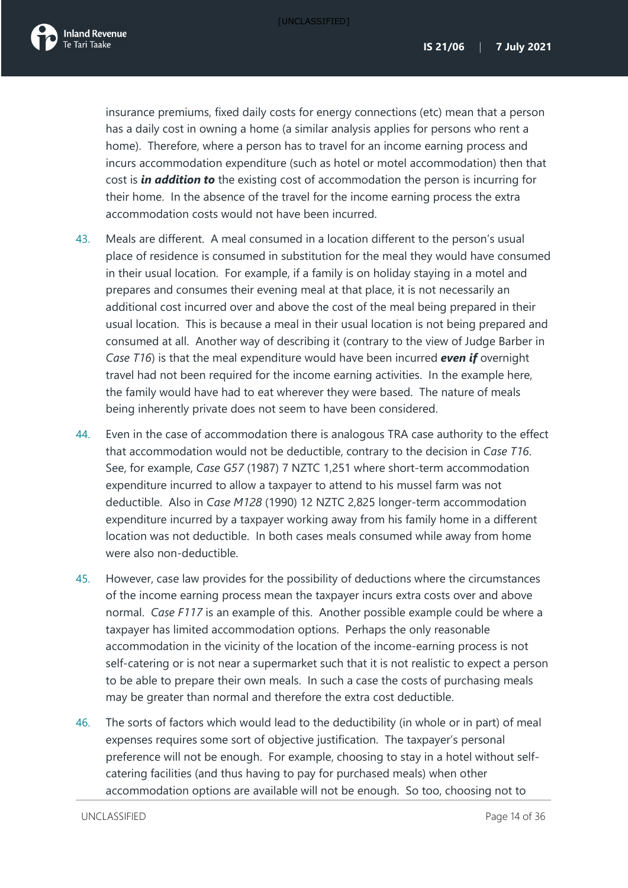insurance premiums, fixed daily costs for energy connections (etc) mean that a person has a daily cost in owning a home (a similar analysis applies for persons who rent a home). Therefore, where a person has to travel for an income earning process and incurs accommodation expenditure (such as hotel or motel accommodation) then that cost is ***in addition to*** the existing cost of accommodation the person is incurring for their home. In the absence of the travel for the income earning process the extra accommodation costs would not have been incurred.

43. Meals are different. A meal consumed in a location different to the person's usual place of residence is consumed in substitution for the meal they would have consumed in their usual location. For example, if a family is on holiday staying in a motel and prepares and consumes their evening meal at that place, it is not necessarily an additional cost incurred over and above the cost of the meal being prepared in their usual location. This is because a meal in their usual location is not being prepared and consumed at all. Another way of describing it (contrary to the view of Judge Barber in *Case T16*) is that the meal expenditure would have been incurred ***even if*** overnight travel had not been required for the income earning activities. In the example here, the family would have had to eat wherever they were based. The nature of meals being inherently private does not seem to have been considered.

44. Even in the case of accommodation there is analogous TRA case authority to the effect that accommodation would not be deductible, contrary to the decision in *Case T16*. See, for example, *Case G57* (1987) 7 NZTC 1,251 where short-term accommodation expenditure incurred to allow a taxpayer to attend to his mussel farm was not deductible. Also in *Case M128* (1990) 12 NZTC 2,825 longer-term accommodation expenditure incurred by a taxpayer working away from his family home in a different location was not deductible. In both cases meals consumed while away from home were also non-deductible.

45. However, case law provides for the possibility of deductions where the circumstances of the income earning process mean the taxpayer incurs extra costs over and above normal. *Case F117* is an example of this. Another possible example could be where a taxpayer has limited accommodation options. Perhaps the only reasonable accommodation in the vicinity of the location of the income-earning process is not self-catering or is not near a supermarket such that it is not realistic to expect a person to be able to prepare their own meals. In such a case the costs of purchasing meals may be greater than normal and therefore the extra cost deductible.

46. The sorts of factors which would lead to the deductibility (in whole or in part) of meal expenses requires some sort of objective justification. The taxpayer's personal preference will not be enough. For example, choosing to stay in a hotel without self-catering facilities (and thus having to pay for purchased meals) when other accommodation options are available will not be enough. So too, choosing not to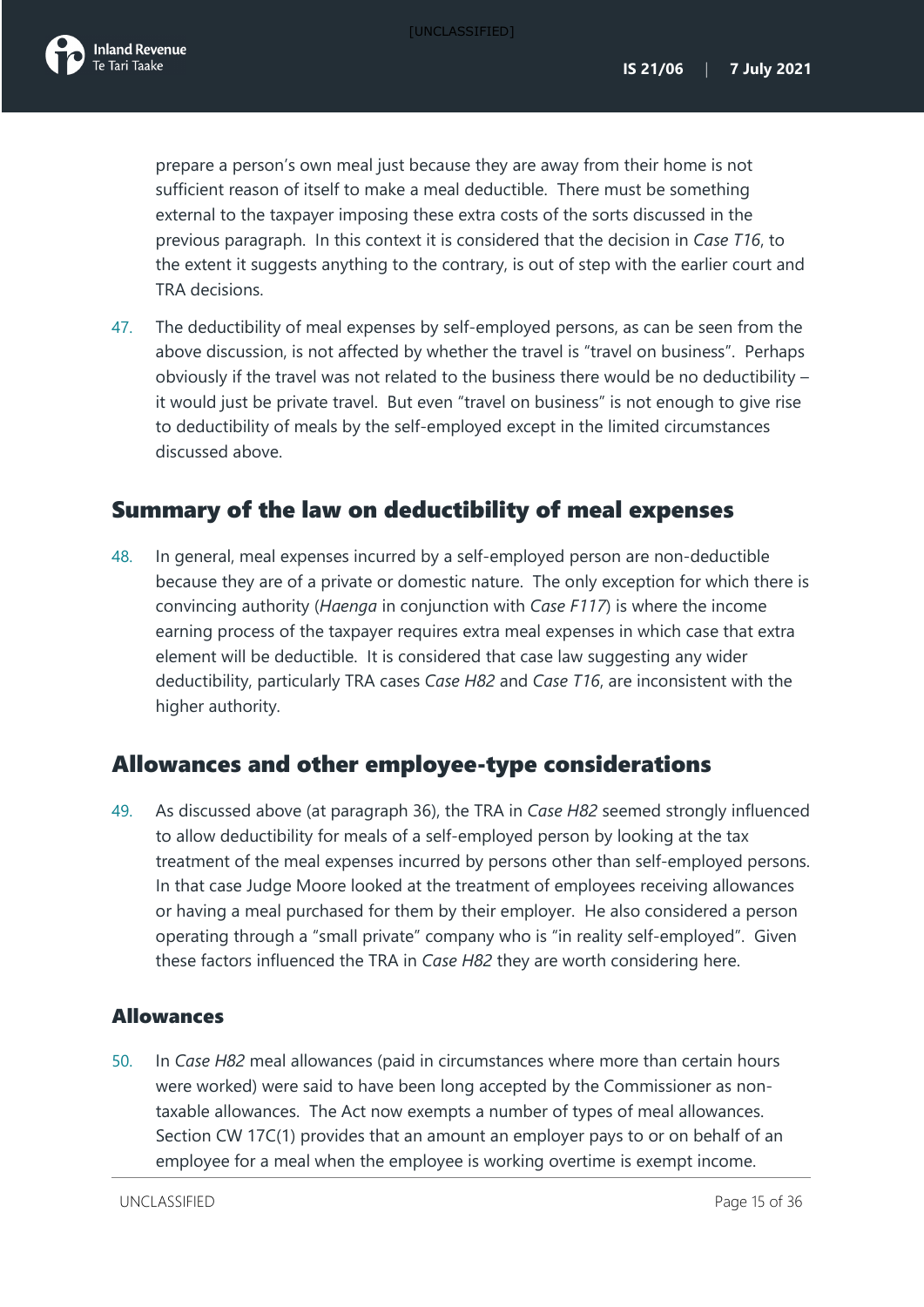prepare a person's own meal just because they are away from their home is not sufficient reason of itself to make a meal deductible. There must be something external to the taxpayer imposing these extra costs of the sorts discussed in the previous paragraph. In this context it is considered that the decision in *Case T16*, to the extent it suggests anything to the contrary, is out of step with the earlier court and TRA decisions.

47. The deductibility of meal expenses by self-employed persons, as can be seen from the above discussion, is not affected by whether the travel is "travel on business". Perhaps obviously if the travel was not related to the business there would be no deductibility – it would just be private travel. But even "travel on business" is not enough to give rise to deductibility of meals by the self-employed except in the limited circumstances discussed above.

## Summary of the law on deductibility of meal expenses

48. In general, meal expenses incurred by a self-employed person are non-deductible because they are of a private or domestic nature. The only exception for which there is convincing authority (*Haenga* in conjunction with *Case F117*) is where the income earning process of the taxpayer requires extra meal expenses in which case that extra element will be deductible. It is considered that case law suggesting any wider deductibility, particularly TRA cases *Case H82* and *Case T16*, are inconsistent with the higher authority.

## Allowances and other employee-type considerations

49. As discussed above (at paragraph 36), the TRA in *Case H82* seemed strongly influenced to allow deductibility for meals of a self-employed person by looking at the tax treatment of the meal expenses incurred by persons other than self-employed persons. In that case Judge Moore looked at the treatment of employees receiving allowances or having a meal purchased for them by their employer. He also considered a person operating through a "small private" company who is "in reality self-employed". Given these factors influenced the TRA in *Case H82* they are worth considering here.

### Allowances

50. In *Case H82* meal allowances (paid in circumstances where more than certain hours were worked) were said to have been long accepted by the Commissioner as non-taxable allowances. The Act now exempts a number of types of meal allowances. Section CW 17C(1) provides that an amount an employer pays to or on behalf of an employee for a meal when the employee is working overtime is exempt income.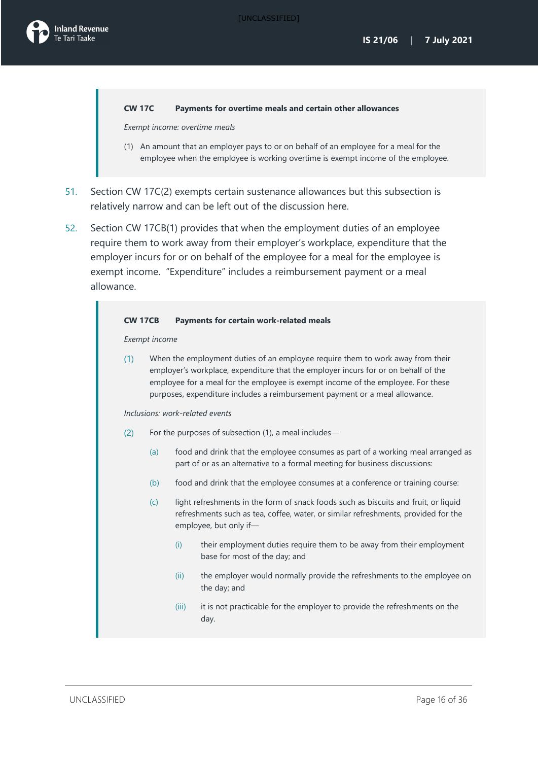> **CW 17C Payments for overtime meals and certain other allowances**
>
> *Exempt income: overtime meals*
>
> (1) An amount that an employer pays to or on behalf of an employee for a meal for the employee when the employee is working overtime is exempt income of the employee.

51. Section CW 17C(2) exempts certain sustenance allowances but this subsection is relatively narrow and can be left out of the discussion here.

52. Section CW 17CB(1) provides that when the employment duties of an employee require them to work away from their employer's workplace, expenditure that the employer incurs for or on behalf of the employee for a meal for the employee is exempt income. "Expenditure" includes a reimbursement payment or a meal allowance.

> **CW 17CB Payments for certain work-related meals**
>
> *Exempt income*
>
> (1) When the employment duties of an employee require them to work away from their employer's workplace, expenditure that the employer incurs for or on behalf of the employee for a meal for the employee is exempt income of the employee. For these purposes, expenditure includes a reimbursement payment or a meal allowance.
>
> *Inclusions: work-related events*
>
> (2) For the purposes of subsection (1), a meal includes—
>
> (a) food and drink that the employee consumes as part of a working meal arranged as part of or as an alternative to a formal meeting for business discussions:
>
> (b) food and drink that the employee consumes at a conference or training course:
>
> (c) light refreshments in the form of snack foods such as biscuits and fruit, or liquid refreshments such as tea, coffee, water, or similar refreshments, provided for the employee, but only if—
>
> (i) their employment duties require them to be away from their employment base for most of the day; and
>
> (ii) the employer would normally provide the refreshments to the employee on the day; and
>
> (iii) it is not practicable for the employer to provide the refreshments on the day.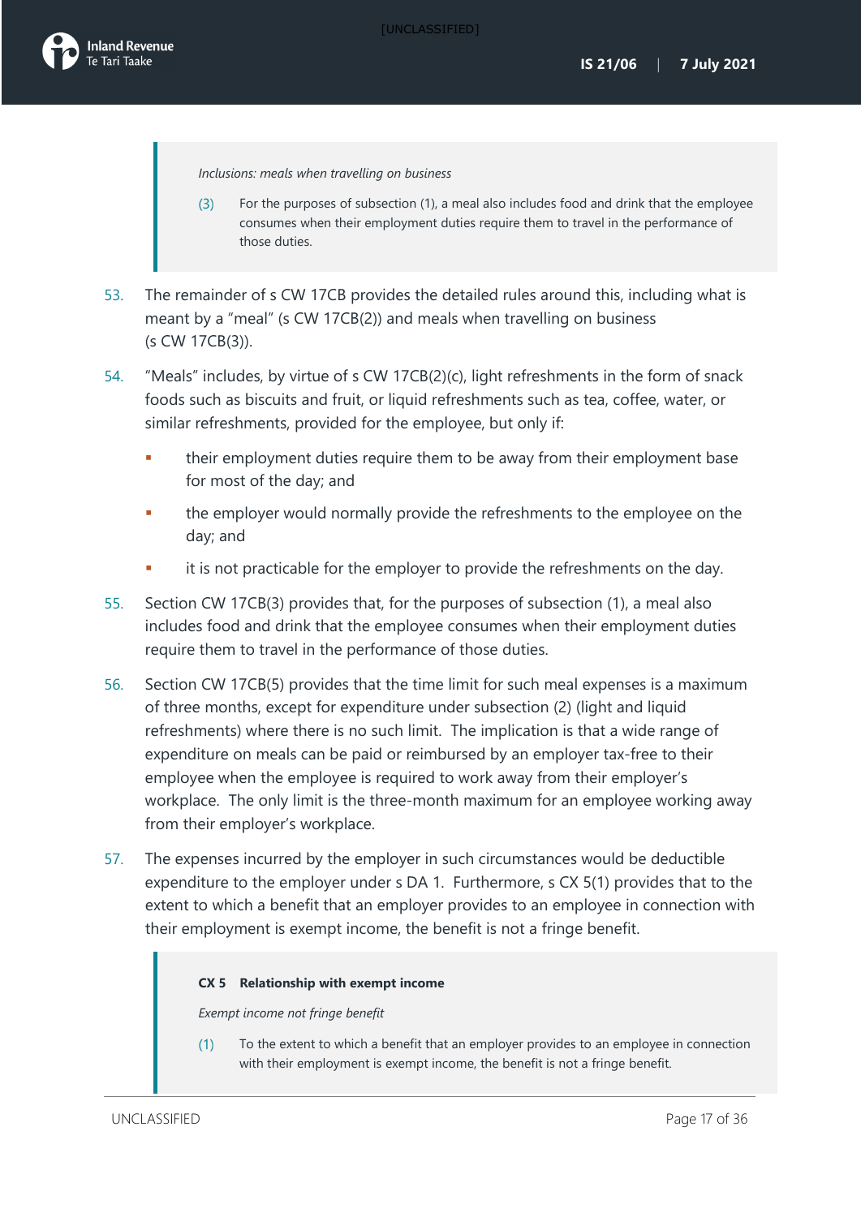> *Inclusions: meals when travelling on business*
>
> (3) For the purposes of subsection (1), a meal also includes food and drink that the employee consumes when their employment duties require them to travel in the performance of those duties.

53. The remainder of s CW 17CB provides the detailed rules around this, including what is meant by a "meal" (s CW 17CB(2)) and meals when travelling on business (s CW 17CB(3)).

54. "Meals" includes, by virtue of s CW 17CB(2)(c), light refreshments in the form of snack foods such as biscuits and fruit, or liquid refreshments such as tea, coffee, water, or similar refreshments, provided for the employee, but only if:

    - their employment duties require them to be away from their employment base for most of the day; and
    - the employer would normally provide the refreshments to the employee on the day; and
    - it is not practicable for the employer to provide the refreshments on the day.

55. Section CW 17CB(3) provides that, for the purposes of subsection (1), a meal also includes food and drink that the employee consumes when their employment duties require them to travel in the performance of those duties.

56. Section CW 17CB(5) provides that the time limit for such meal expenses is a maximum of three months, except for expenditure under subsection (2) (light and liquid refreshments) where there is no such limit. The implication is that a wide range of expenditure on meals can be paid or reimbursed by an employer tax-free to their employee when the employee is required to work away from their employer's workplace. The only limit is the three-month maximum for an employee working away from their employer's workplace.

57. The expenses incurred by the employer in such circumstances would be deductible expenditure to the employer under s DA 1. Furthermore, s CX 5(1) provides that to the extent to which a benefit that an employer provides to an employee in connection with their employment is exempt income, the benefit is not a fringe benefit.

> **CX 5 Relationship with exempt income**
>
> *Exempt income not fringe benefit*
>
> (1) To the extent to which a benefit that an employer provides to an employee in connection with their employment is exempt income, the benefit is not a fringe benefit.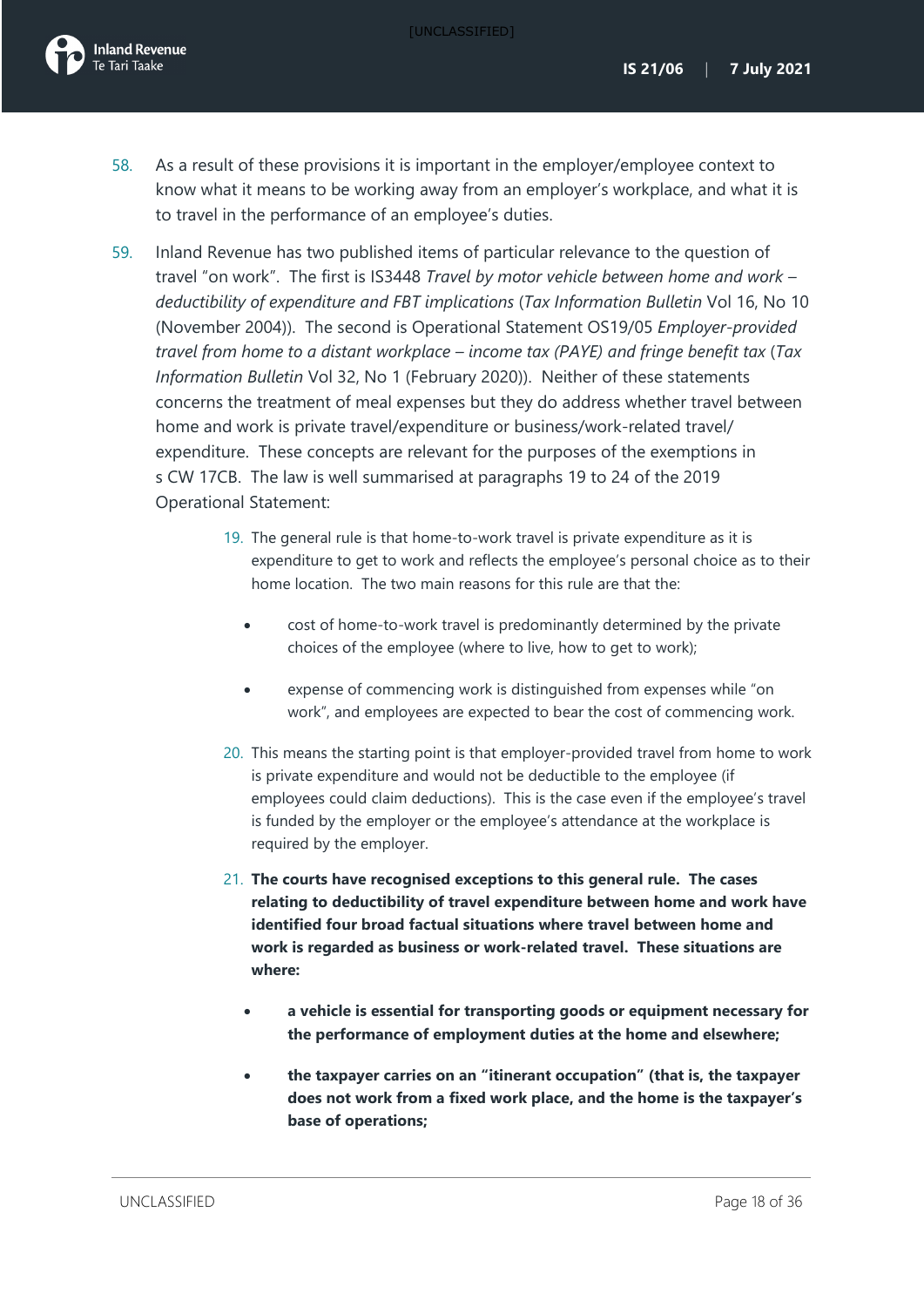58. As a result of these provisions it is important in the employer/employee context to know what it means to be working away from an employer's workplace, and what it is to travel in the performance of an employee's duties.

59. Inland Revenue has two published items of particular relevance to the question of travel "on work". The first is IS3448 *Travel by motor vehicle between home and work – deductibility of expenditure and FBT implications* (*Tax Information Bulletin* Vol 16, No 10 (November 2004)). The second is Operational Statement OS19/05 *Employer-provided travel from home to a distant workplace – income tax (PAYE) and fringe benefit tax* (*Tax Information Bulletin* Vol 32, No 1 (February 2020)). Neither of these statements concerns the treatment of meal expenses but they do address whether travel between home and work is private travel/expenditure or business/work-related travel/expenditure. These concepts are relevant for the purposes of the exemptions in s CW 17CB. The law is well summarised at paragraphs 19 to 24 of the 2019 Operational Statement:

> 19. The general rule is that home-to-work travel is private expenditure as it is expenditure to get to work and reflects the employee's personal choice as to their home location. The two main reasons for this rule are that the:
>
> - cost of home-to-work travel is predominantly determined by the private choices of the employee (where to live, how to get to work);
> - expense of commencing work is distinguished from expenses while "on work", and employees are expected to bear the cost of commencing work.
>
> 20. This means the starting point is that employer-provided travel from home to work is private expenditure and would not be deductible to the employee (if employees could claim deductions). This is the case even if the employee's travel is funded by the employer or the employee's attendance at the workplace is required by the employer.
>
> 21. **The courts have recognised exceptions to this general rule. The cases relating to deductibility of travel expenditure between home and work have identified four broad factual situations where travel between home and work is regarded as business or work-related travel. These situations are where:**
>
> - **a vehicle is essential for transporting goods or equipment necessary for the performance of employment duties at the home and elsewhere;**
> - **the taxpayer carries on an "itinerant occupation" (that is, the taxpayer does not work from a fixed work place, and the home is the taxpayer's base of operations;**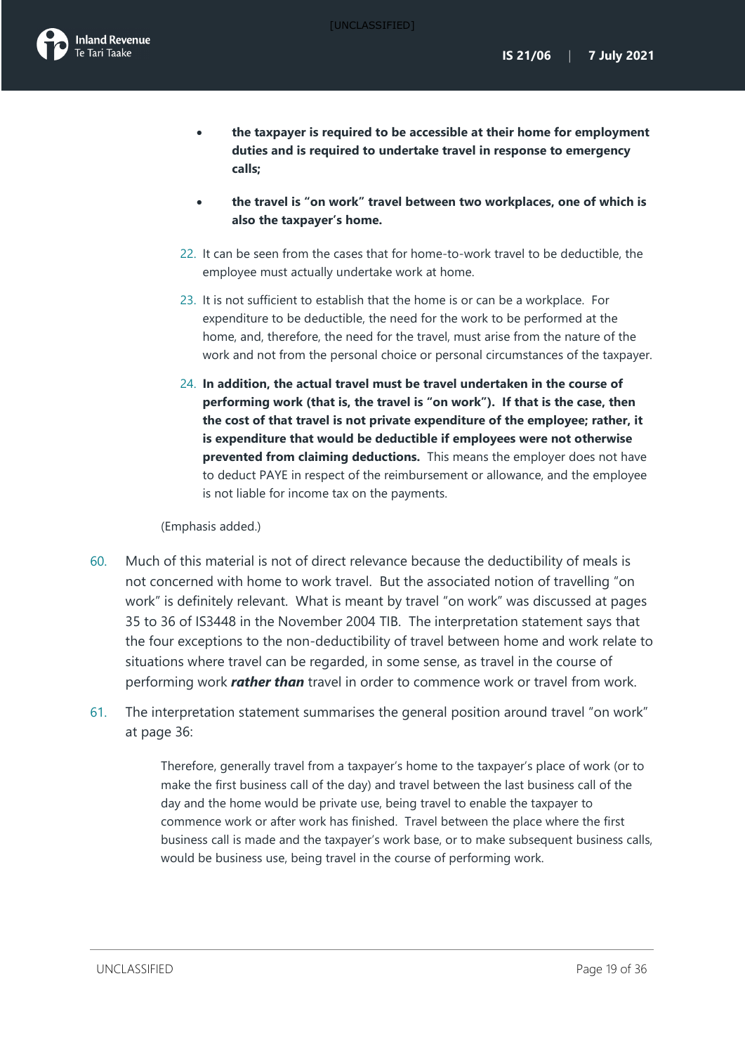- **the taxpayer is required to be accessible at their home for employment duties and is required to undertake travel in response to emergency calls;**

- **the travel is "on work" travel between two workplaces, one of which is also the taxpayer's home.**

> 22. It can be seen from the cases that for home-to-work travel to be deductible, the employee must actually undertake work at home.
>
> 23. It is not sufficient to establish that the home is or can be a workplace. For expenditure to be deductible, the need for the work to be performed at the home, and, therefore, the need for the travel, must arise from the nature of the work and not from the personal choice or personal circumstances of the taxpayer.
>
> 24. **In addition, the actual travel must be travel undertaken in the course of performing work (that is, the travel is "on work"). If that is the case, then the cost of that travel is not private expenditure of the employee; rather, it is expenditure that would be deductible if employees were not otherwise prevented from claiming deductions.** This means the employer does not have to deduct PAYE in respect of the reimbursement or allowance, and the employee is not liable for income tax on the payments.

(Emphasis added.)

60. Much of this material is not of direct relevance because the deductibility of meals is not concerned with home to work travel. But the associated notion of travelling "on work" is definitely relevant. What is meant by travel "on work" was discussed at pages 35 to 36 of IS3448 in the November 2004 TIB. The interpretation statement says that the four exceptions to the non-deductibility of travel between home and work relate to situations where travel can be regarded, in some sense, as travel in the course of performing work ***rather than*** travel in order to commence work or travel from work.

61. The interpretation statement summarises the general position around travel "on work" at page 36:

> Therefore, generally travel from a taxpayer's home to the taxpayer's place of work (or to make the first business call of the day) and travel between the last business call of the day and the home would be private use, being travel to enable the taxpayer to commence work or after work has finished. Travel between the place where the first business call is made and the taxpayer's work base, or to make subsequent business calls, would be business use, being travel in the course of performing work.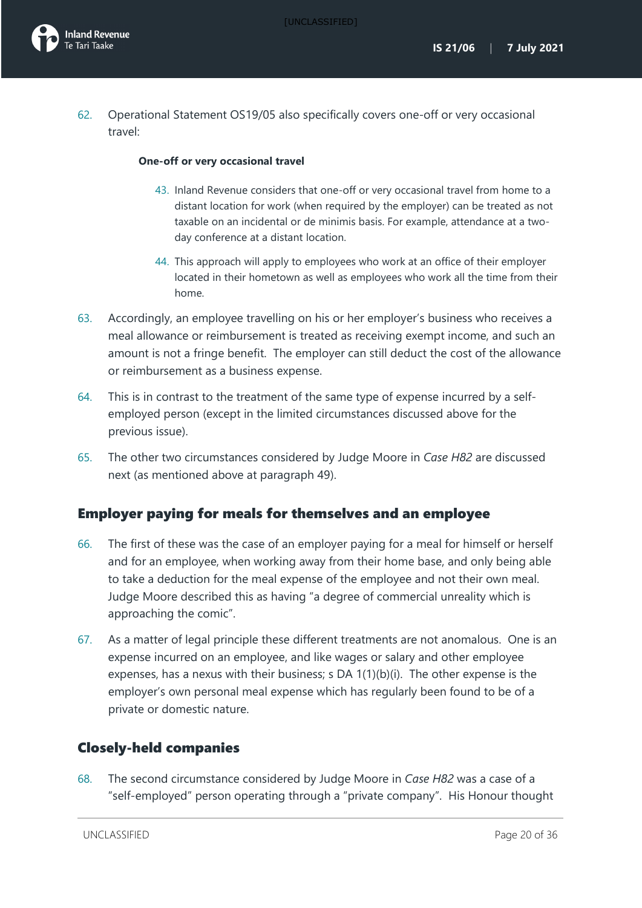62. Operational Statement OS19/05 also specifically covers one-off or very occasional travel:

> **One-off or very occasional travel**
>
> 43. Inland Revenue considers that one-off or very occasional travel from home to a distant location for work (when required by the employer) can be treated as not taxable on an incidental or de minimis basis. For example, attendance at a two-day conference at a distant location.
>
> 44. This approach will apply to employees who work at an office of their employer located in their hometown as well as employees who work all the time from their home.

63. Accordingly, an employee travelling on his or her employer's business who receives a meal allowance or reimbursement is treated as receiving exempt income, and such an amount is not a fringe benefit. The employer can still deduct the cost of the allowance or reimbursement as a business expense.

64. This is in contrast to the treatment of the same type of expense incurred by a self-employed person (except in the limited circumstances discussed above for the previous issue).

65. The other two circumstances considered by Judge Moore in *Case H82* are discussed next (as mentioned above at paragraph 49).

## Employer paying for meals for themselves and an employee

66. The first of these was the case of an employer paying for a meal for himself or herself and for an employee, when working away from their home base, and only being able to take a deduction for the meal expense of the employee and not their own meal. Judge Moore described this as having "a degree of commercial unreality which is approaching the comic".

67. As a matter of legal principle these different treatments are not anomalous. One is an expense incurred on an employee, and like wages or salary and other employee expenses, has a nexus with their business; s DA 1(1)(b)(i). The other expense is the employer's own personal meal expense which has regularly been found to be of a private or domestic nature.

## Closely-held companies

68. The second circumstance considered by Judge Moore in *Case H82* was a case of a "self-employed" person operating through a "private company". His Honour thought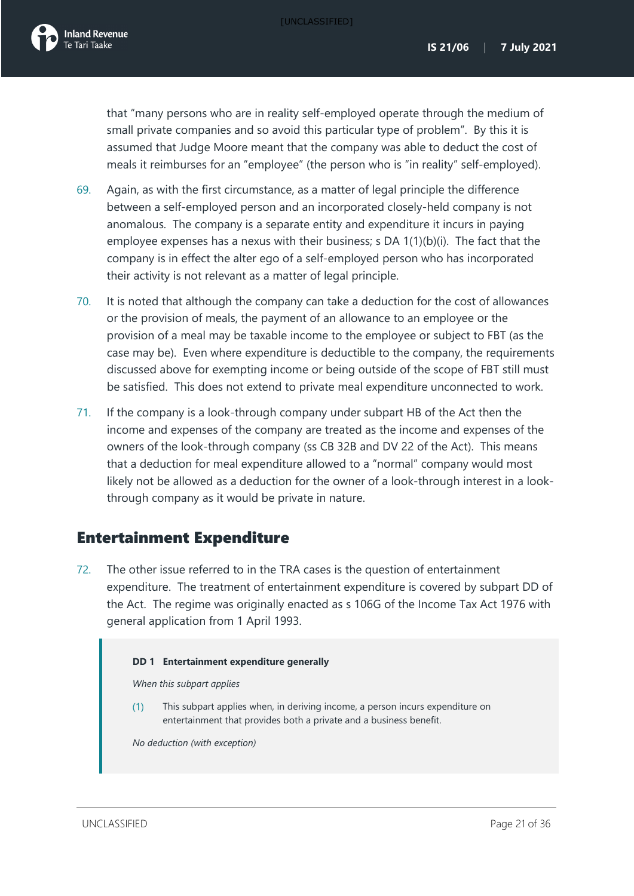that "many persons who are in reality self-employed operate through the medium of small private companies and so avoid this particular type of problem". By this it is assumed that Judge Moore meant that the company was able to deduct the cost of meals it reimburses for an "employee" (the person who is "in reality" self-employed).

69. Again, as with the first circumstance, as a matter of legal principle the difference between a self-employed person and an incorporated closely-held company is not anomalous. The company is a separate entity and expenditure it incurs in paying employee expenses has a nexus with their business; s DA 1(1)(b)(i). The fact that the company is in effect the alter ego of a self-employed person who has incorporated their activity is not relevant as a matter of legal principle.

70. It is noted that although the company can take a deduction for the cost of allowances or the provision of meals, the payment of an allowance to an employee or the provision of a meal may be taxable income to the employee or subject to FBT (as the case may be). Even where expenditure is deductible to the company, the requirements discussed above for exempting income or being outside of the scope of FBT still must be satisfied. This does not extend to private meal expenditure unconnected to work.

71. If the company is a look-through company under subpart HB of the Act then the income and expenses of the company are treated as the income and expenses of the owners of the look-through company (ss CB 32B and DV 22 of the Act). This means that a deduction for meal expenditure allowed to a "normal" company would most likely not be allowed as a deduction for the owner of a look-through interest in a look-through company as it would be private in nature.

## Entertainment Expenditure

72. The other issue referred to in the TRA cases is the question of entertainment expenditure. The treatment of entertainment expenditure is covered by subpart DD of the Act. The regime was originally enacted as s 106G of the Income Tax Act 1976 with general application from 1 April 1993.

> **DD 1 Entertainment expenditure generally**
>
> *When this subpart applies*
>
> (1) This subpart applies when, in deriving income, a person incurs expenditure on entertainment that provides both a private and a business benefit.
>
> *No deduction (with exception)*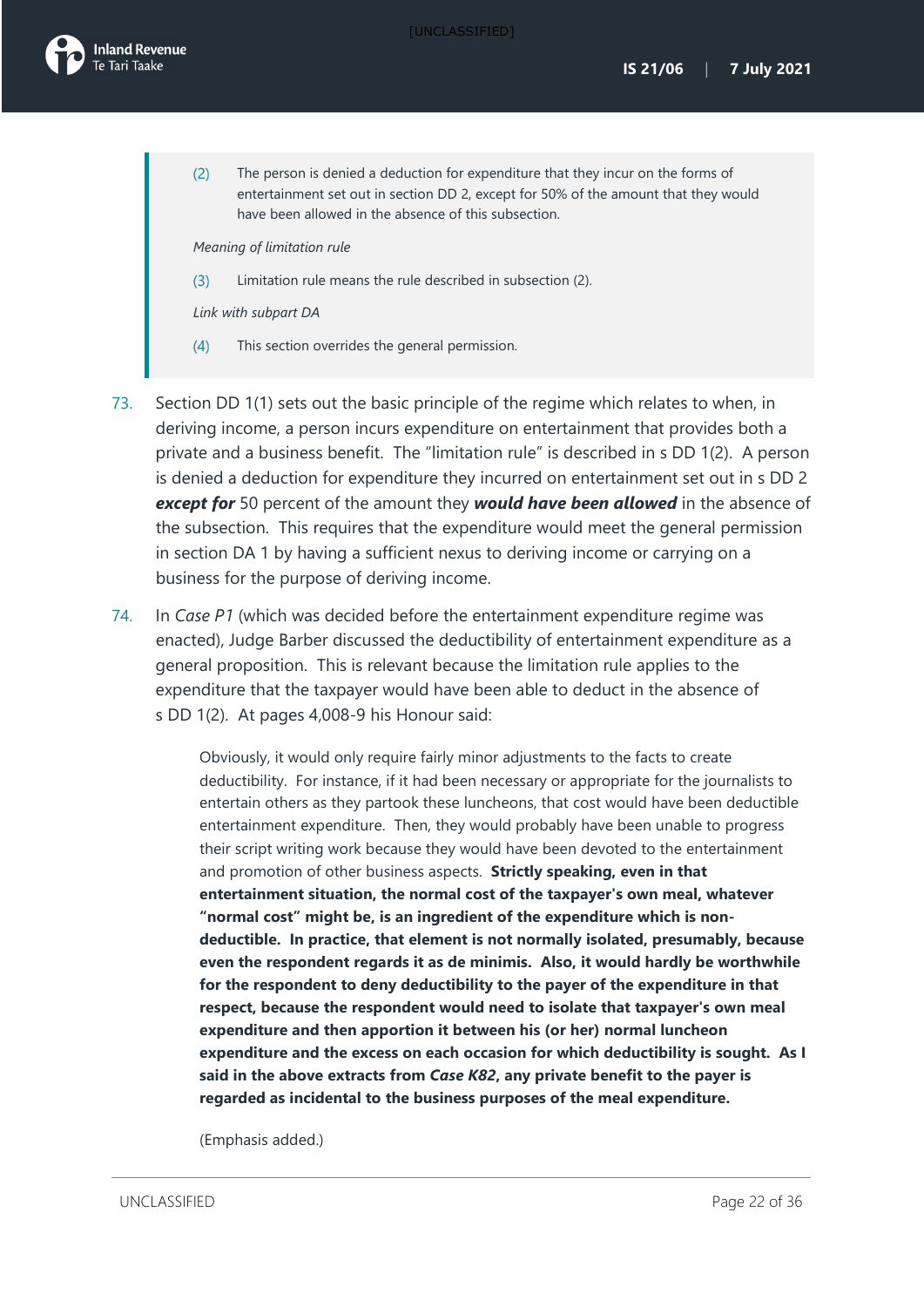> (2) The person is denied a deduction for expenditure that they incur on the forms of entertainment set out in section DD 2, except for 50% of the amount that they would have been allowed in the absence of this subsection.
>
> *Meaning of limitation rule*
>
> (3) Limitation rule means the rule described in subsection (2).
>
> *Link with subpart DA*
>
> (4) This section overrides the general permission.

73. Section DD 1(1) sets out the basic principle of the regime which relates to when, in deriving income, a person incurs expenditure on entertainment that provides both a private and a business benefit. The "limitation rule" is described in s DD 1(2). A person is denied a deduction for expenditure they incurred on entertainment set out in s DD 2 ***except for*** 50 percent of the amount they ***would have been allowed*** in the absence of the subsection. This requires that the expenditure would meet the general permission in section DA 1 by having a sufficient nexus to deriving income or carrying on a business for the purpose of deriving income.

74. In *Case P1* (which was decided before the entertainment expenditure regime was enacted), Judge Barber discussed the deductibility of entertainment expenditure as a general proposition. This is relevant because the limitation rule applies to the expenditure that the taxpayer would have been able to deduct in the absence of s DD 1(2). At pages 4,008-9 his Honour said:

> Obviously, it would only require fairly minor adjustments to the facts to create deductibility. For instance, if it had been necessary or appropriate for the journalists to entertain others as they partook these luncheons, that cost would have been deductible entertainment expenditure. Then, they would probably have been unable to progress their script writing work because they would have been devoted to the entertainment and promotion of other business aspects. **Strictly speaking, even in that entertainment situation, the normal cost of the taxpayer's own meal, whatever "normal cost" might be, is an ingredient of the expenditure which is non-deductible. In practice, that element is not normally isolated, presumably, because even the respondent regards it as de minimis. Also, it would hardly be worthwhile for the respondent to deny deductibility to the payer of the expenditure in that respect, because the respondent would need to isolate that taxpayer's own meal expenditure and then apportion it between his (or her) normal luncheon expenditure and the excess on each occasion for which deductibility is sought. As I said in the above extracts from *Case K82*, any private benefit to the payer is regarded as incidental to the business purposes of the meal expenditure.**
>
> (Emphasis added.)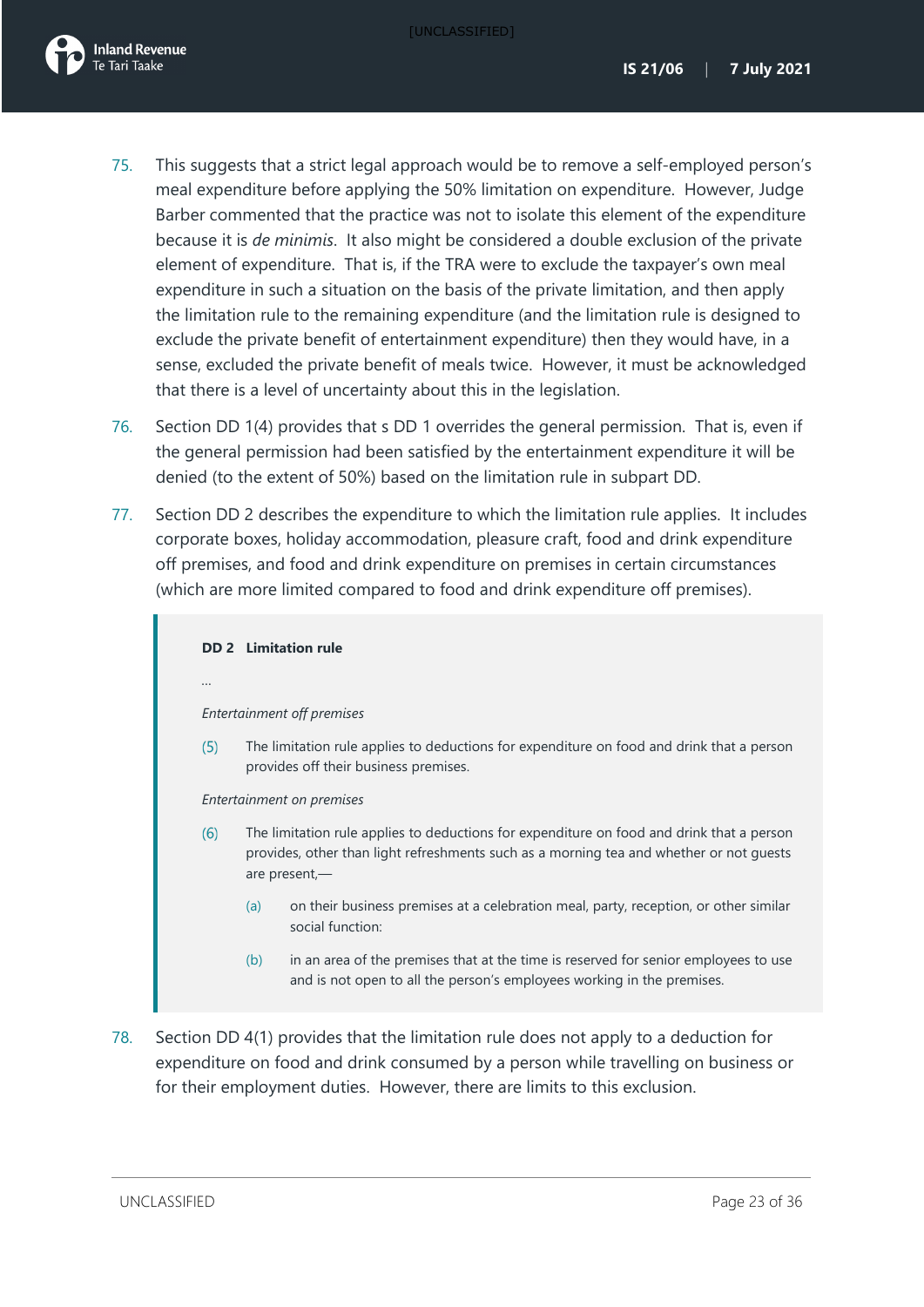75. This suggests that a strict legal approach would be to remove a self-employed person's meal expenditure before applying the 50% limitation on expenditure. However, Judge Barber commented that the practice was not to isolate this element of the expenditure because it is *de minimis*. It also might be considered a double exclusion of the private element of expenditure. That is, if the TRA were to exclude the taxpayer's own meal expenditure in such a situation on the basis of the private limitation, and then apply the limitation rule to the remaining expenditure (and the limitation rule is designed to exclude the private benefit of entertainment expenditure) then they would have, in a sense, excluded the private benefit of meals twice. However, it must be acknowledged that there is a level of uncertainty about this in the legislation.

76. Section DD 1(4) provides that s DD 1 overrides the general permission. That is, even if the general permission had been satisfied by the entertainment expenditure it will be denied (to the extent of 50%) based on the limitation rule in subpart DD.

77. Section DD 2 describes the expenditure to which the limitation rule applies. It includes corporate boxes, holiday accommodation, pleasure craft, food and drink expenditure off premises, and food and drink expenditure on premises in certain circumstances (which are more limited compared to food and drink expenditure off premises).

> **DD 2 Limitation rule**
>
> …
>
> *Entertainment off premises*
>
> (5) The limitation rule applies to deductions for expenditure on food and drink that a person provides off their business premises.
>
> *Entertainment on premises*
>
> (6) The limitation rule applies to deductions for expenditure on food and drink that a person provides, other than light refreshments such as a morning tea and whether or not guests are present,—
>
> (a) on their business premises at a celebration meal, party, reception, or other similar social function:
>
> (b) in an area of the premises that at the time is reserved for senior employees to use and is not open to all the person's employees working in the premises.

78. Section DD 4(1) provides that the limitation rule does not apply to a deduction for expenditure on food and drink consumed by a person while travelling on business or for their employment duties. However, there are limits to this exclusion.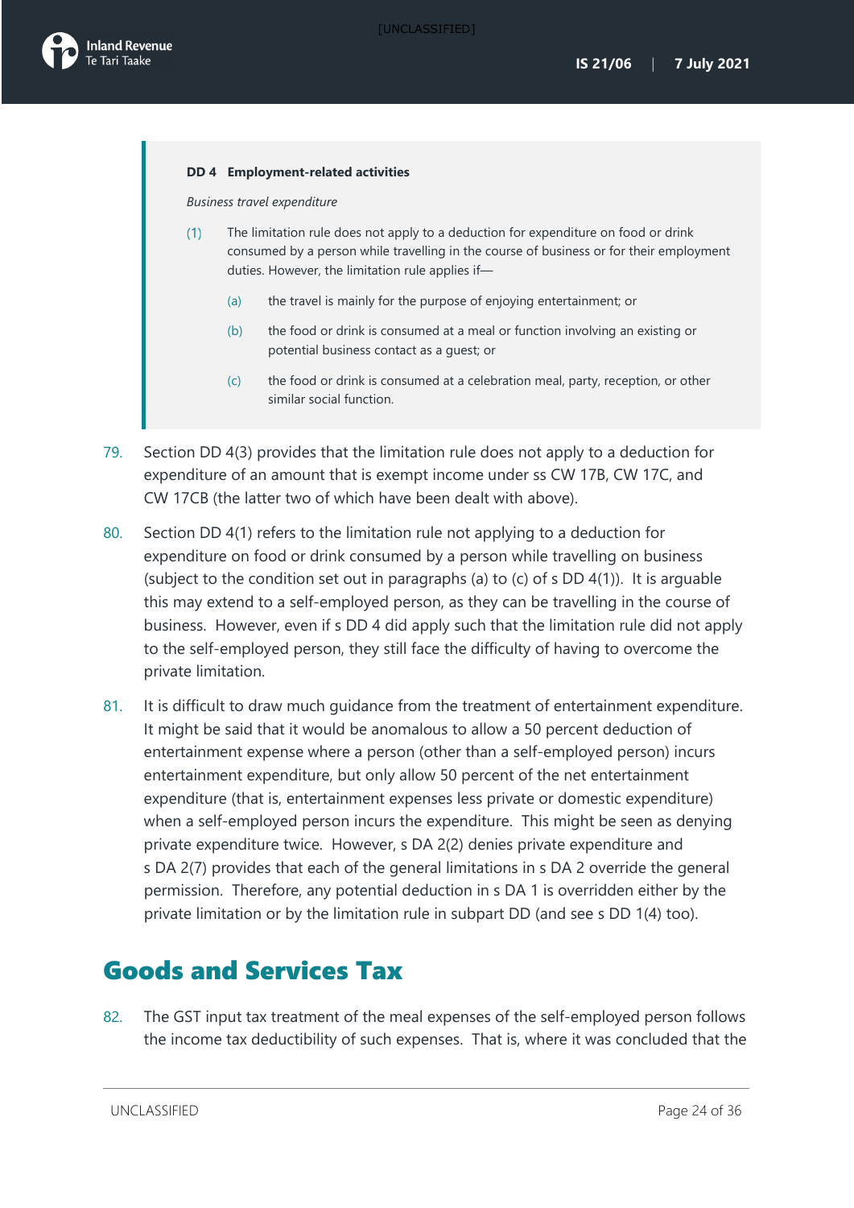> **DD 4 Employment-related activities**
>
> *Business travel expenditure*
>
> (1) The limitation rule does not apply to a deduction for expenditure on food or drink consumed by a person while travelling in the course of business or for their employment duties. However, the limitation rule applies if—
>
> (a) the travel is mainly for the purpose of enjoying entertainment; or
>
> (b) the food or drink is consumed at a meal or function involving an existing or potential business contact as a guest; or
>
> (c) the food or drink is consumed at a celebration meal, party, reception, or other similar social function.

79. Section DD 4(3) provides that the limitation rule does not apply to a deduction for expenditure of an amount that is exempt income under ss CW 17B, CW 17C, and CW 17CB (the latter two of which have been dealt with above).

80. Section DD 4(1) refers to the limitation rule not applying to a deduction for expenditure on food or drink consumed by a person while travelling on business (subject to the condition set out in paragraphs (a) to (c) of s DD 4(1)). It is arguable this may extend to a self-employed person, as they can be travelling in the course of business. However, even if s DD 4 did apply such that the limitation rule did not apply to the self-employed person, they still face the difficulty of having to overcome the private limitation.

81. It is difficult to draw much guidance from the treatment of entertainment expenditure. It might be said that it would be anomalous to allow a 50 percent deduction of entertainment expense where a person (other than a self-employed person) incurs entertainment expenditure, but only allow 50 percent of the net entertainment expenditure (that is, entertainment expenses less private or domestic expenditure) when a self-employed person incurs the expenditure. This might be seen as denying private expenditure twice. However, s DA 2(2) denies private expenditure and s DA 2(7) provides that each of the general limitations in s DA 2 override the general permission. Therefore, any potential deduction in s DA 1 is overridden either by the private limitation or by the limitation rule in subpart DD (and see s DD 1(4) too).

## Goods and Services Tax

82. The GST input tax treatment of the meal expenses of the self-employed person follows the income tax deductibility of such expenses. That is, where it was concluded that the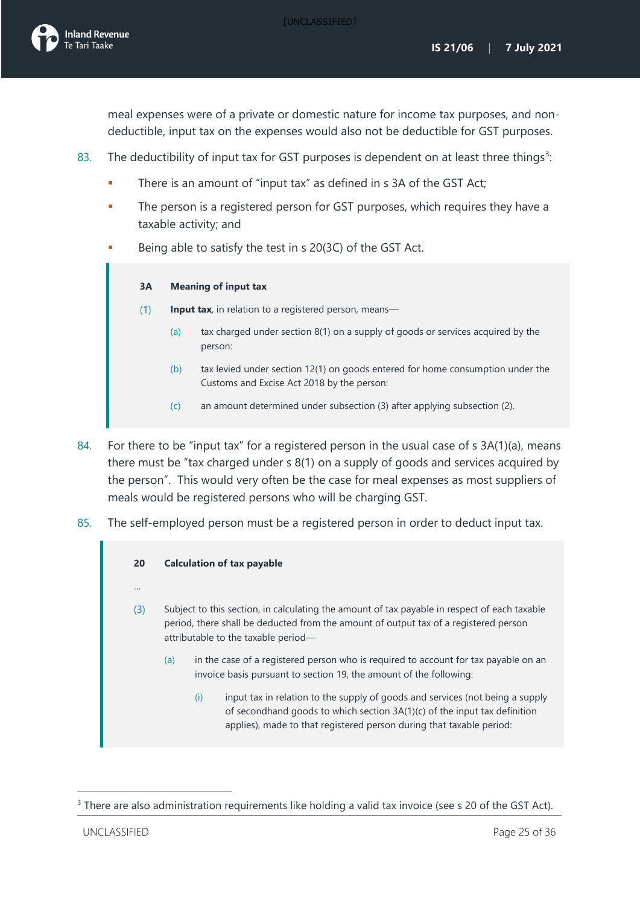meal expenses were of a private or domestic nature for income tax purposes, and non-deductible, input tax on the expenses would also not be deductible for GST purposes.

83. The deductibility of input tax for GST purposes is dependent on at least three things[3]:

- There is an amount of "input tax" as defined in s 3A of the GST Act;
- The person is a registered person for GST purposes, which requires they have a taxable activity; and
- Being able to satisfy the test in s 20(3C) of the GST Act.

> **3A Meaning of input tax**
>
> (1) **Input tax**, in relation to a registered person, means—
>
> (a) tax charged under section 8(1) on a supply of goods or services acquired by the person:
>
> (b) tax levied under section 12(1) on goods entered for home consumption under the Customs and Excise Act 2018 by the person:
>
> (c) an amount determined under subsection (3) after applying subsection (2).

84. For there to be "input tax" for a registered person in the usual case of s 3A(1)(a), means there must be "tax charged under s 8(1) on a supply of goods and services acquired by the person". This would very often be the case for meal expenses as most suppliers of meals would be registered persons who will be charging GST.

85. The self-employed person must be a registered person in order to deduct input tax.

> **20 Calculation of tax payable**
>
> …
>
> (3) Subject to this section, in calculating the amount of tax payable in respect of each taxable period, there shall be deducted from the amount of output tax of a registered person attributable to the taxable period—
>
> (a) in the case of a registered person who is required to account for tax payable on an invoice basis pursuant to section 19, the amount of the following:
>
> (i) input tax in relation to the supply of goods and services (not being a supply of secondhand goods to which section 3A(1)(c) of the input tax definition applies), made to that registered person during that taxable period:

[3] There are also administration requirements like holding a valid tax invoice (see s 20 of the GST Act).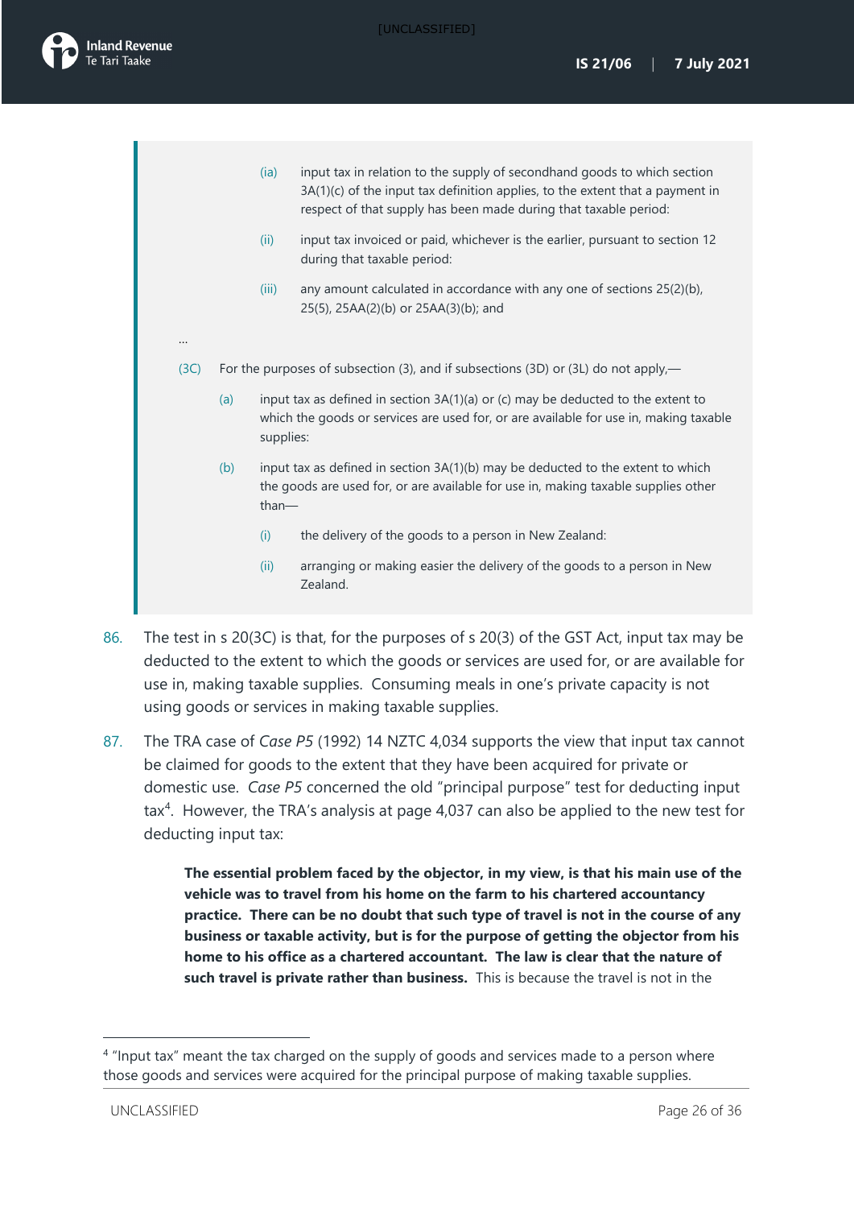> (ia) input tax in relation to the supply of secondhand goods to which section 3A(1)(c) of the input tax definition applies, to the extent that a payment in respect of that supply has been made during that taxable period:
>
> (ii) input tax invoiced or paid, whichever is the earlier, pursuant to section 12 during that taxable period:
>
> (iii) any amount calculated in accordance with any one of sections 25(2)(b), 25(5), 25AA(2)(b) or 25AA(3)(b); and
>
> ...
>
> (3C) For the purposes of subsection (3), and if subsections (3D) or (3L) do not apply,—
>
> (a) input tax as defined in section 3A(1)(a) or (c) may be deducted to the extent to which the goods or services are used for, or are available for use in, making taxable supplies:
>
> (b) input tax as defined in section 3A(1)(b) may be deducted to the extent to which the goods are used for, or are available for use in, making taxable supplies other than—
>
> (i) the delivery of the goods to a person in New Zealand:
>
> (ii) arranging or making easier the delivery of the goods to a person in New Zealand.

86. The test in s 20(3C) is that, for the purposes of s 20(3) of the GST Act, input tax may be deducted to the extent to which the goods or services are used for, or are available for use in, making taxable supplies. Consuming meals in one's private capacity is not using goods or services in making taxable supplies.

87. The TRA case of *Case P5* (1992) 14 NZTC 4,034 supports the view that input tax cannot be claimed for goods to the extent that they have been acquired for private or domestic use. *Case P5* concerned the old "principal purpose" test for deducting input tax[4]. However, the TRA's analysis at page 4,037 can also be applied to the new test for deducting input tax:

> **The essential problem faced by the objector, in my view, is that his main use of the vehicle was to travel from his home on the farm to his chartered accountancy practice. There can be no doubt that such type of travel is not in the course of any business or taxable activity, but is for the purpose of getting the objector from his home to his office as a chartered accountant. The law is clear that the nature of such travel is private rather than business.** This is because the travel is not in the

[4] "Input tax" meant the tax charged on the supply of goods and services made to a person where those goods and services were acquired for the principal purpose of making taxable supplies.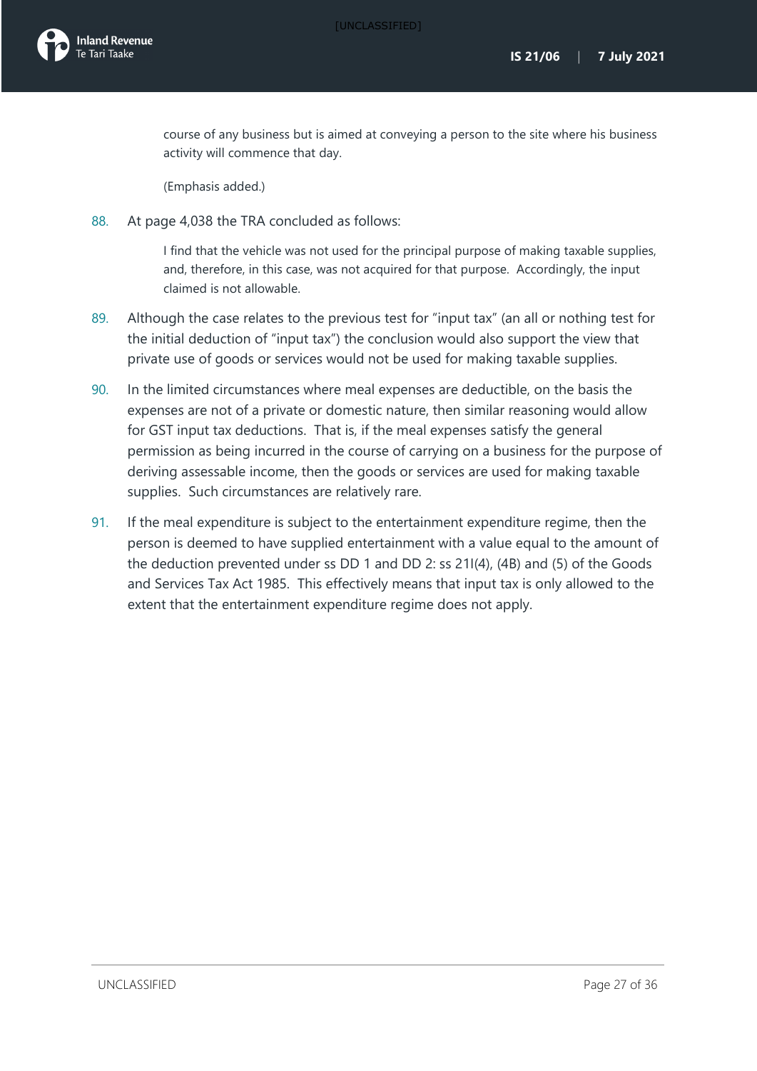> course of any business but is aimed at conveying a person to the site where his business activity will commence that day.
>
> (Emphasis added.)

88. At page 4,038 the TRA concluded as follows:

> I find that the vehicle was not used for the principal purpose of making taxable supplies, and, therefore, in this case, was not acquired for that purpose. Accordingly, the input claimed is not allowable.

89. Although the case relates to the previous test for "input tax" (an all or nothing test for the initial deduction of "input tax") the conclusion would also support the view that private use of goods or services would not be used for making taxable supplies.

90. In the limited circumstances where meal expenses are deductible, on the basis the expenses are not of a private or domestic nature, then similar reasoning would allow for GST input tax deductions. That is, if the meal expenses satisfy the general permission as being incurred in the course of carrying on a business for the purpose of deriving assessable income, then the goods or services are used for making taxable supplies. Such circumstances are relatively rare.

91. If the meal expenditure is subject to the entertainment expenditure regime, then the person is deemed to have supplied entertainment with a value equal to the amount of the deduction prevented under ss DD 1 and DD 2: ss 21I(4), (4B) and (5) of the Goods and Services Tax Act 1985. This effectively means that input tax is only allowed to the extent that the entertainment expenditure regime does not apply.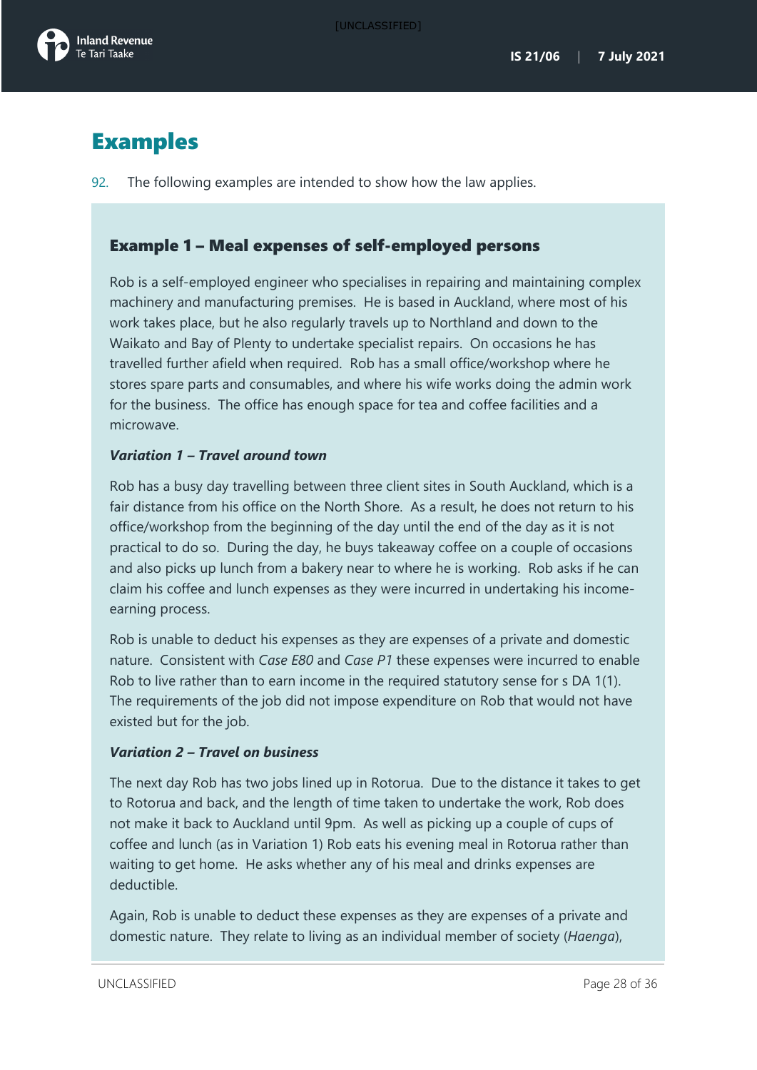# Examples

92. The following examples are intended to show how the law applies.

### Example 1 – Meal expenses of self-employed persons

Rob is a self-employed engineer who specialises in repairing and maintaining complex machinery and manufacturing premises. He is based in Auckland, where most of his work takes place, but he also regularly travels up to Northland and down to the Waikato and Bay of Plenty to undertake specialist repairs. On occasions he has travelled further afield when required. Rob has a small office/workshop where he stores spare parts and consumables, and where his wife works doing the admin work for the business. The office has enough space for tea and coffee facilities and a microwave.

***Variation 1 – Travel around town***

Rob has a busy day travelling between three client sites in South Auckland, which is a fair distance from his office on the North Shore. As a result, he does not return to his office/workshop from the beginning of the day until the end of the day as it is not practical to do so. During the day, he buys takeaway coffee on a couple of occasions and also picks up lunch from a bakery near to where he is working. Rob asks if he can claim his coffee and lunch expenses as they were incurred in undertaking his income-earning process.

Rob is unable to deduct his expenses as they are expenses of a private and domestic nature. Consistent with *Case E80* and *Case P1* these expenses were incurred to enable Rob to live rather than to earn income in the required statutory sense for s DA 1(1). The requirements of the job did not impose expenditure on Rob that would not have existed but for the job.

***Variation 2 – Travel on business***

The next day Rob has two jobs lined up in Rotorua. Due to the distance it takes to get to Rotorua and back, and the length of time taken to undertake the work, Rob does not make it back to Auckland until 9pm. As well as picking up a couple of cups of coffee and lunch (as in Variation 1) Rob eats his evening meal in Rotorua rather than waiting to get home. He asks whether any of his meal and drinks expenses are deductible.

Again, Rob is unable to deduct these expenses as they are expenses of a private and domestic nature. They relate to living as an individual member of society (*Haenga*),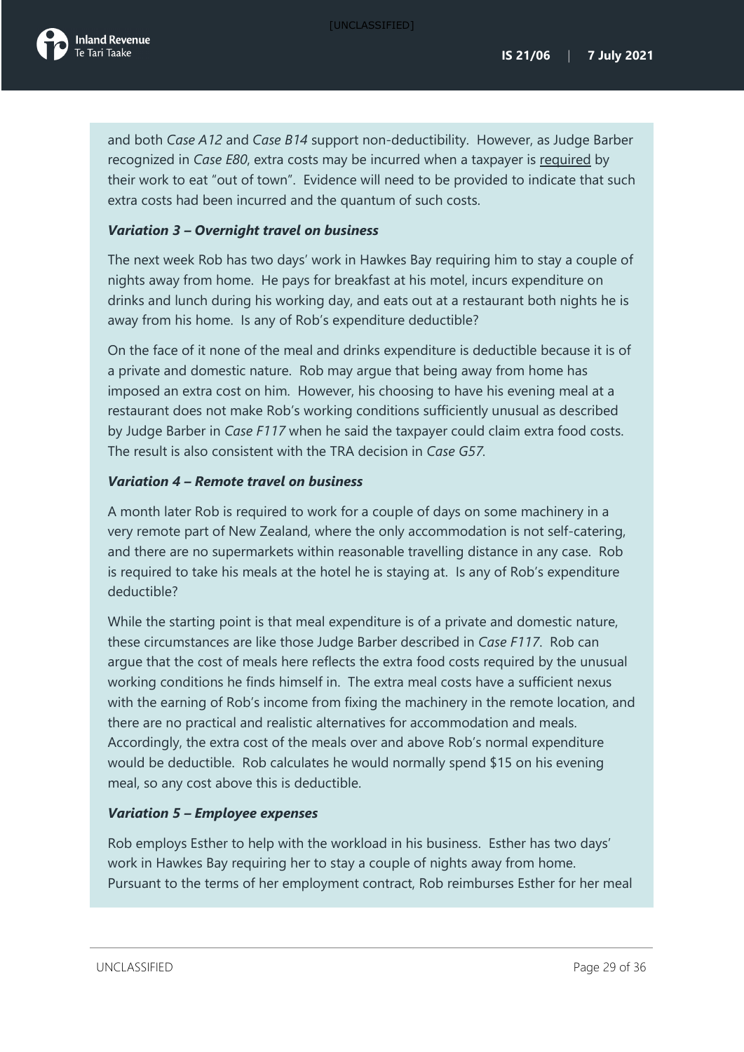and both *Case A12* and *Case B14* support non-deductibility. However, as Judge Barber recognized in *Case E80*, extra costs may be incurred when a taxpayer is required by their work to eat "out of town". Evidence will need to be provided to indicate that such extra costs had been incurred and the quantum of such costs.

***Variation 3 – Overnight travel on business***

The next week Rob has two days' work in Hawkes Bay requiring him to stay a couple of nights away from home. He pays for breakfast at his motel, incurs expenditure on drinks and lunch during his working day, and eats out at a restaurant both nights he is away from his home. Is any of Rob's expenditure deductible?

On the face of it none of the meal and drinks expenditure is deductible because it is of a private and domestic nature. Rob may argue that being away from home has imposed an extra cost on him. However, his choosing to have his evening meal at a restaurant does not make Rob's working conditions sufficiently unusual as described by Judge Barber in *Case F117* when he said the taxpayer could claim extra food costs. The result is also consistent with the TRA decision in *Case G57*.

***Variation 4 – Remote travel on business***

A month later Rob is required to work for a couple of days on some machinery in a very remote part of New Zealand, where the only accommodation is not self-catering, and there are no supermarkets within reasonable travelling distance in any case. Rob is required to take his meals at the hotel he is staying at. Is any of Rob's expenditure deductible?

While the starting point is that meal expenditure is of a private and domestic nature, these circumstances are like those Judge Barber described in *Case F117*. Rob can argue that the cost of meals here reflects the extra food costs required by the unusual working conditions he finds himself in. The extra meal costs have a sufficient nexus with the earning of Rob's income from fixing the machinery in the remote location, and there are no practical and realistic alternatives for accommodation and meals. Accordingly, the extra cost of the meals over and above Rob's normal expenditure would be deductible. Rob calculates he would normally spend $15 on his evening meal, so any cost above this is deductible.

***Variation 5 – Employee expenses***

Rob employs Esther to help with the workload in his business. Esther has two days' work in Hawkes Bay requiring her to stay a couple of nights away from home. Pursuant to the terms of her employment contract, Rob reimburses Esther for her meal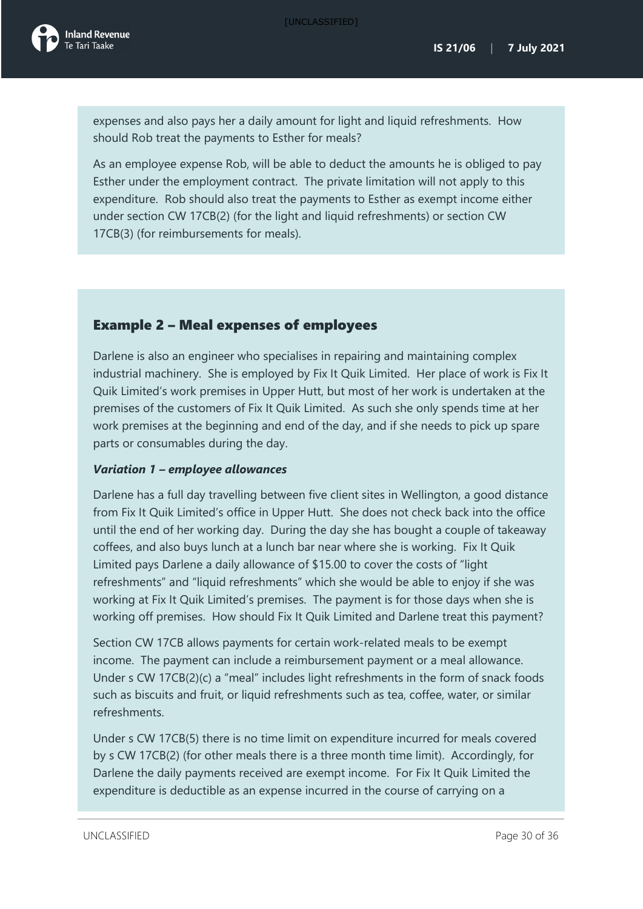expenses and also pays her a daily amount for light and liquid refreshments. How should Rob treat the payments to Esther for meals?

As an employee expense Rob, will be able to deduct the amounts he is obliged to pay Esther under the employment contract. The private limitation will not apply to this expenditure. Rob should also treat the payments to Esther as exempt income either under section CW 17CB(2) (for the light and liquid refreshments) or section CW 17CB(3) (for reimbursements for meals).

### Example 2 – Meal expenses of employees

Darlene is also an engineer who specialises in repairing and maintaining complex industrial machinery. She is employed by Fix It Quik Limited. Her place of work is Fix It Quik Limited's work premises in Upper Hutt, but most of her work is undertaken at the premises of the customers of Fix It Quik Limited. As such she only spends time at her work premises at the beginning and end of the day, and if she needs to pick up spare parts or consumables during the day.

***Variation 1 – employee allowances***

Darlene has a full day travelling between five client sites in Wellington, a good distance from Fix It Quik Limited's office in Upper Hutt. She does not check back into the office until the end of her working day. During the day she has bought a couple of takeaway coffees, and also buys lunch at a lunch bar near where she is working. Fix It Quik Limited pays Darlene a daily allowance of $15.00 to cover the costs of "light refreshments" and "liquid refreshments" which she would be able to enjoy if she was working at Fix It Quik Limited's premises. The payment is for those days when she is working off premises. How should Fix It Quik Limited and Darlene treat this payment?

Section CW 17CB allows payments for certain work-related meals to be exempt income. The payment can include a reimbursement payment or a meal allowance. Under s CW 17CB(2)(c) a "meal" includes light refreshments in the form of snack foods such as biscuits and fruit, or liquid refreshments such as tea, coffee, water, or similar refreshments.

Under s CW 17CB(5) there is no time limit on expenditure incurred for meals covered by s CW 17CB(2) (for other meals there is a three month time limit). Accordingly, for Darlene the daily payments received are exempt income. For Fix It Quik Limited the expenditure is deductible as an expense incurred in the course of carrying on a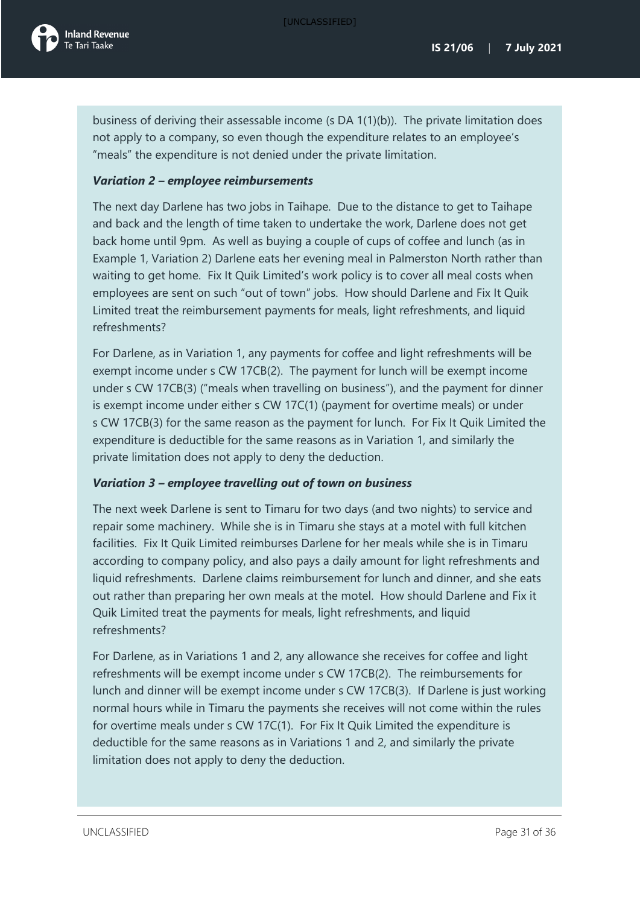business of deriving their assessable income (s DA 1(1)(b)). The private limitation does not apply to a company, so even though the expenditure relates to an employee's "meals" the expenditure is not denied under the private limitation.

***Variation 2 – employee reimbursements***

The next day Darlene has two jobs in Taihape. Due to the distance to get to Taihape and back and the length of time taken to undertake the work, Darlene does not get back home until 9pm. As well as buying a couple of cups of coffee and lunch (as in Example 1, Variation 2) Darlene eats her evening meal in Palmerston North rather than waiting to get home. Fix It Quik Limited's work policy is to cover all meal costs when employees are sent on such "out of town" jobs. How should Darlene and Fix It Quik Limited treat the reimbursement payments for meals, light refreshments, and liquid refreshments?

For Darlene, as in Variation 1, any payments for coffee and light refreshments will be exempt income under s CW 17CB(2). The payment for lunch will be exempt income under s CW 17CB(3) ("meals when travelling on business"), and the payment for dinner is exempt income under either s CW 17C(1) (payment for overtime meals) or under s CW 17CB(3) for the same reason as the payment for lunch. For Fix It Quik Limited the expenditure is deductible for the same reasons as in Variation 1, and similarly the private limitation does not apply to deny the deduction.

***Variation 3 – employee travelling out of town on business***

The next week Darlene is sent to Timaru for two days (and two nights) to service and repair some machinery. While she is in Timaru she stays at a motel with full kitchen facilities. Fix It Quik Limited reimburses Darlene for her meals while she is in Timaru according to company policy, and also pays a daily amount for light refreshments and liquid refreshments. Darlene claims reimbursement for lunch and dinner, and she eats out rather than preparing her own meals at the motel. How should Darlene and Fix it Quik Limited treat the payments for meals, light refreshments, and liquid refreshments?

For Darlene, as in Variations 1 and 2, any allowance she receives for coffee and light refreshments will be exempt income under s CW 17CB(2). The reimbursements for lunch and dinner will be exempt income under s CW 17CB(3). If Darlene is just working normal hours while in Timaru the payments she receives will not come within the rules for overtime meals under s CW 17C(1). For Fix It Quik Limited the expenditure is deductible for the same reasons as in Variations 1 and 2, and similarly the private limitation does not apply to deny the deduction.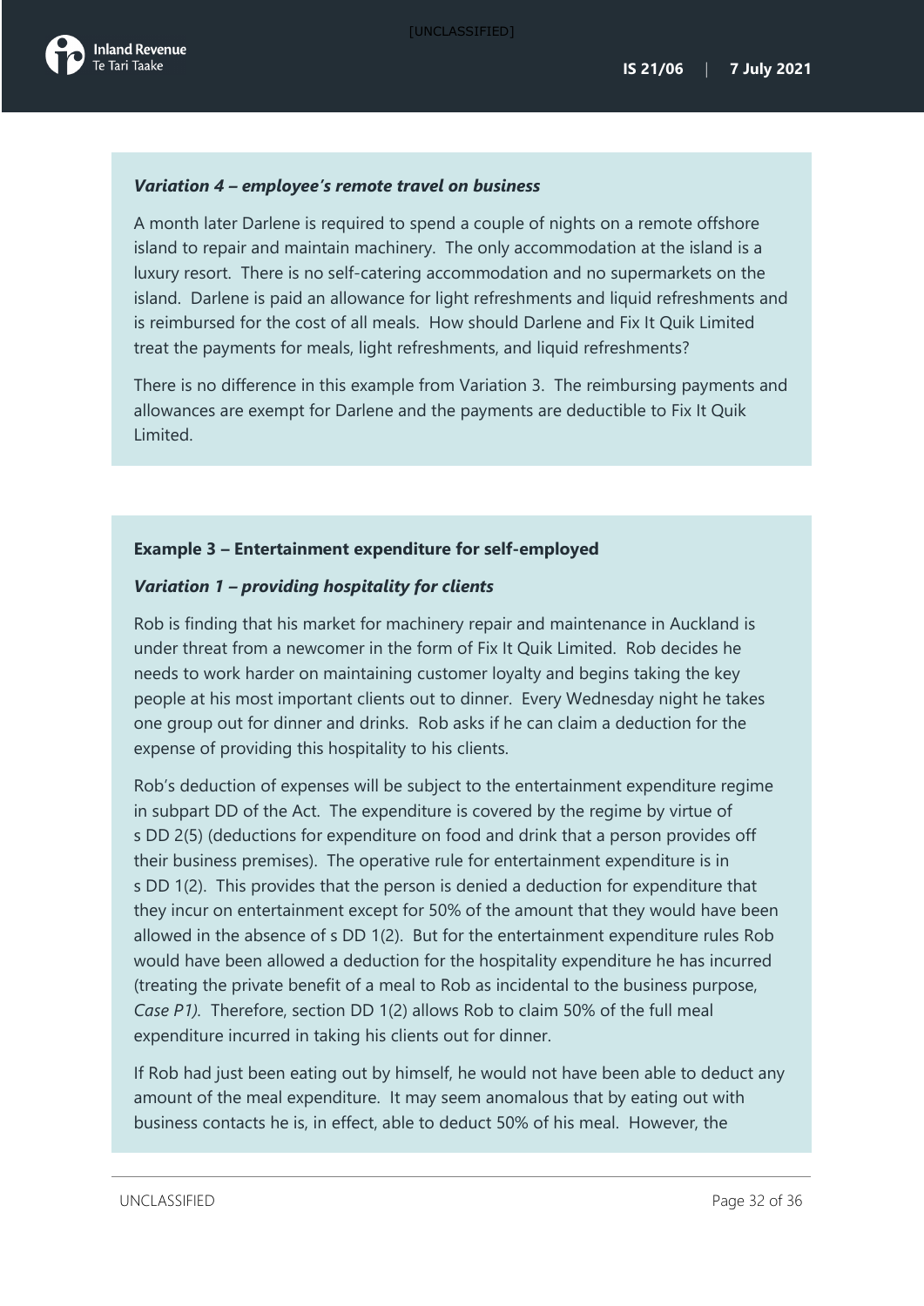*Variation 4 – employee's remote travel on business*

A month later Darlene is required to spend a couple of nights on a remote offshore island to repair and maintain machinery. The only accommodation at the island is a luxury resort. There is no self-catering accommodation and no supermarkets on the island. Darlene is paid an allowance for light refreshments and liquid refreshments and is reimbursed for the cost of all meals. How should Darlene and Fix It Quik Limited treat the payments for meals, light refreshments, and liquid refreshments?

There is no difference in this example from Variation 3. The reimbursing payments and allowances are exempt for Darlene and the payments are deductible to Fix It Quik Limited.

**Example 3 – Entertainment expenditure for self-employed**

*Variation 1 – providing hospitality for clients*

Rob is finding that his market for machinery repair and maintenance in Auckland is under threat from a newcomer in the form of Fix It Quik Limited. Rob decides he needs to work harder on maintaining customer loyalty and begins taking the key people at his most important clients out to dinner. Every Wednesday night he takes one group out for dinner and drinks. Rob asks if he can claim a deduction for the expense of providing this hospitality to his clients.

Rob's deduction of expenses will be subject to the entertainment expenditure regime in subpart DD of the Act. The expenditure is covered by the regime by virtue of s DD 2(5) (deductions for expenditure on food and drink that a person provides off their business premises). The operative rule for entertainment expenditure is in s DD 1(2). This provides that the person is denied a deduction for expenditure that they incur on entertainment except for 50% of the amount that they would have been allowed in the absence of s DD 1(2). But for the entertainment expenditure rules Rob would have been allowed a deduction for the hospitality expenditure he has incurred (treating the private benefit of a meal to Rob as incidental to the business purpose, *Case P1)*. Therefore, section DD 1(2) allows Rob to claim 50% of the full meal expenditure incurred in taking his clients out for dinner.

If Rob had just been eating out by himself, he would not have been able to deduct any amount of the meal expenditure. It may seem anomalous that by eating out with business contacts he is, in effect, able to deduct 50% of his meal. However, the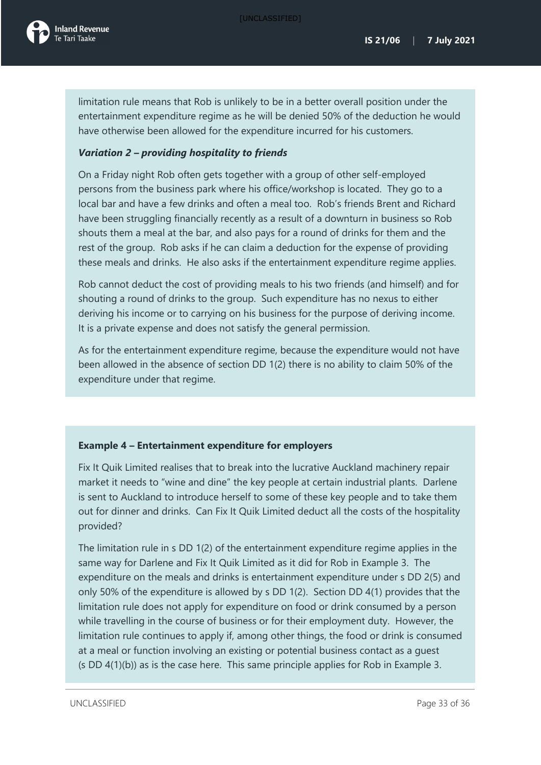limitation rule means that Rob is unlikely to be in a better overall position under the entertainment expenditure regime as he will be denied 50% of the deduction he would have otherwise been allowed for the expenditure incurred for his customers.

***Variation 2 – providing hospitality to friends***

On a Friday night Rob often gets together with a group of other self-employed persons from the business park where his office/workshop is located. They go to a local bar and have a few drinks and often a meal too. Rob's friends Brent and Richard have been struggling financially recently as a result of a downturn in business so Rob shouts them a meal at the bar, and also pays for a round of drinks for them and the rest of the group. Rob asks if he can claim a deduction for the expense of providing these meals and drinks. He also asks if the entertainment expenditure regime applies.

Rob cannot deduct the cost of providing meals to his two friends (and himself) and for shouting a round of drinks to the group. Such expenditure has no nexus to either deriving his income or to carrying on his business for the purpose of deriving income. It is a private expense and does not satisfy the general permission.

As for the entertainment expenditure regime, because the expenditure would not have been allowed in the absence of section DD 1(2) there is no ability to claim 50% of the expenditure under that regime.

**Example 4 – Entertainment expenditure for employers**

Fix It Quik Limited realises that to break into the lucrative Auckland machinery repair market it needs to "wine and dine" the key people at certain industrial plants. Darlene is sent to Auckland to introduce herself to some of these key people and to take them out for dinner and drinks. Can Fix It Quik Limited deduct all the costs of the hospitality provided?

The limitation rule in s DD 1(2) of the entertainment expenditure regime applies in the same way for Darlene and Fix It Quik Limited as it did for Rob in Example 3. The expenditure on the meals and drinks is entertainment expenditure under s DD 2(5) and only 50% of the expenditure is allowed by s DD 1(2). Section DD 4(1) provides that the limitation rule does not apply for expenditure on food or drink consumed by a person while travelling in the course of business or for their employment duty. However, the limitation rule continues to apply if, among other things, the food or drink is consumed at a meal or function involving an existing or potential business contact as a guest (s DD 4(1)(b)) as is the case here. This same principle applies for Rob in Example 3.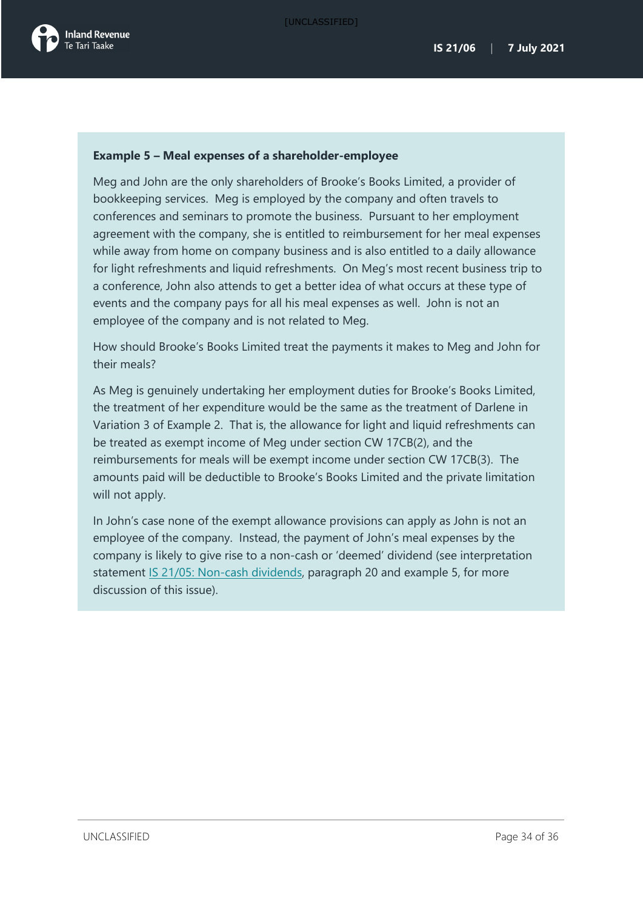**Example 5 – Meal expenses of a shareholder-employee**

Meg and John are the only shareholders of Brooke's Books Limited, a provider of bookkeeping services. Meg is employed by the company and often travels to conferences and seminars to promote the business. Pursuant to her employment agreement with the company, she is entitled to reimbursement for her meal expenses while away from home on company business and is also entitled to a daily allowance for light refreshments and liquid refreshments. On Meg's most recent business trip to a conference, John also attends to get a better idea of what occurs at these type of events and the company pays for all his meal expenses as well. John is not an employee of the company and is not related to Meg.

How should Brooke's Books Limited treat the payments it makes to Meg and John for their meals?

As Meg is genuinely undertaking her employment duties for Brooke's Books Limited, the treatment of her expenditure would be the same as the treatment of Darlene in Variation 3 of Example 2. That is, the allowance for light and liquid refreshments can be treated as exempt income of Meg under section CW 17CB(2), and the reimbursements for meals will be exempt income under section CW 17CB(3). The amounts paid will be deductible to Brooke's Books Limited and the private limitation will not apply.

In John's case none of the exempt allowance provisions can apply as John is not an employee of the company. Instead, the payment of John's meal expenses by the company is likely to give rise to a non-cash or 'deemed' dividend (see interpretation statement IS 21/05: Non-cash dividends, paragraph 20 and example 5, for more discussion of this issue).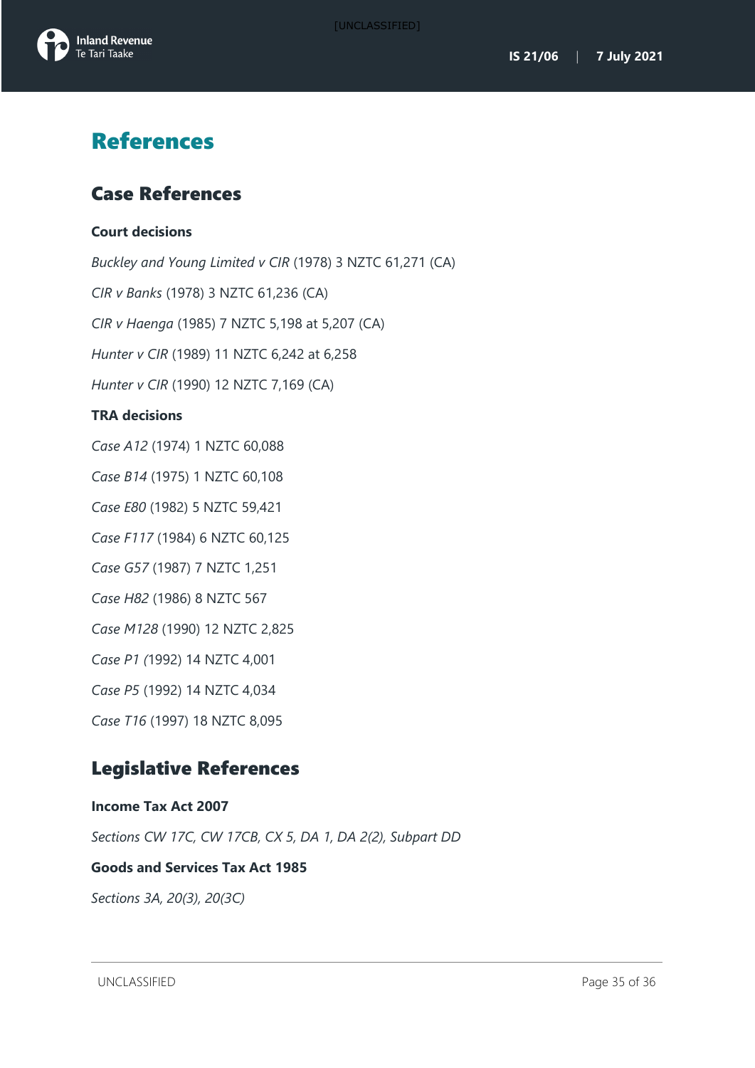# References

## Case References

### Court decisions

*Buckley and Young Limited v CIR* (1978) 3 NZTC 61,271 (CA)

*CIR v Banks* (1978) 3 NZTC 61,236 (CA)

*CIR v Haenga* (1985) 7 NZTC 5,198 at 5,207 (CA)

*Hunter v CIR* (1989) 11 NZTC 6,242 at 6,258

*Hunter v CIR* (1990) 12 NZTC 7,169 (CA)

### TRA decisions

*Case A12* (1974) 1 NZTC 60,088

*Case B14* (1975) 1 NZTC 60,108

*Case E80* (1982) 5 NZTC 59,421

*Case F117* (1984) 6 NZTC 60,125

*Case G57* (1987) 7 NZTC 1,251

*Case H82* (1986) 8 NZTC 567

*Case M128* (1990) 12 NZTC 2,825

*Case P1 (*1992) 14 NZTC 4,001

*Case P5* (1992) 14 NZTC 4,034

*Case T16* (1997) 18 NZTC 8,095

## Legislative References

### Income Tax Act 2007

*Sections CW 17C, CW 17CB, CX 5, DA 1, DA 2(2), Subpart DD*

### Goods and Services Tax Act 1985

*Sections 3A, 20(3), 20(3C)*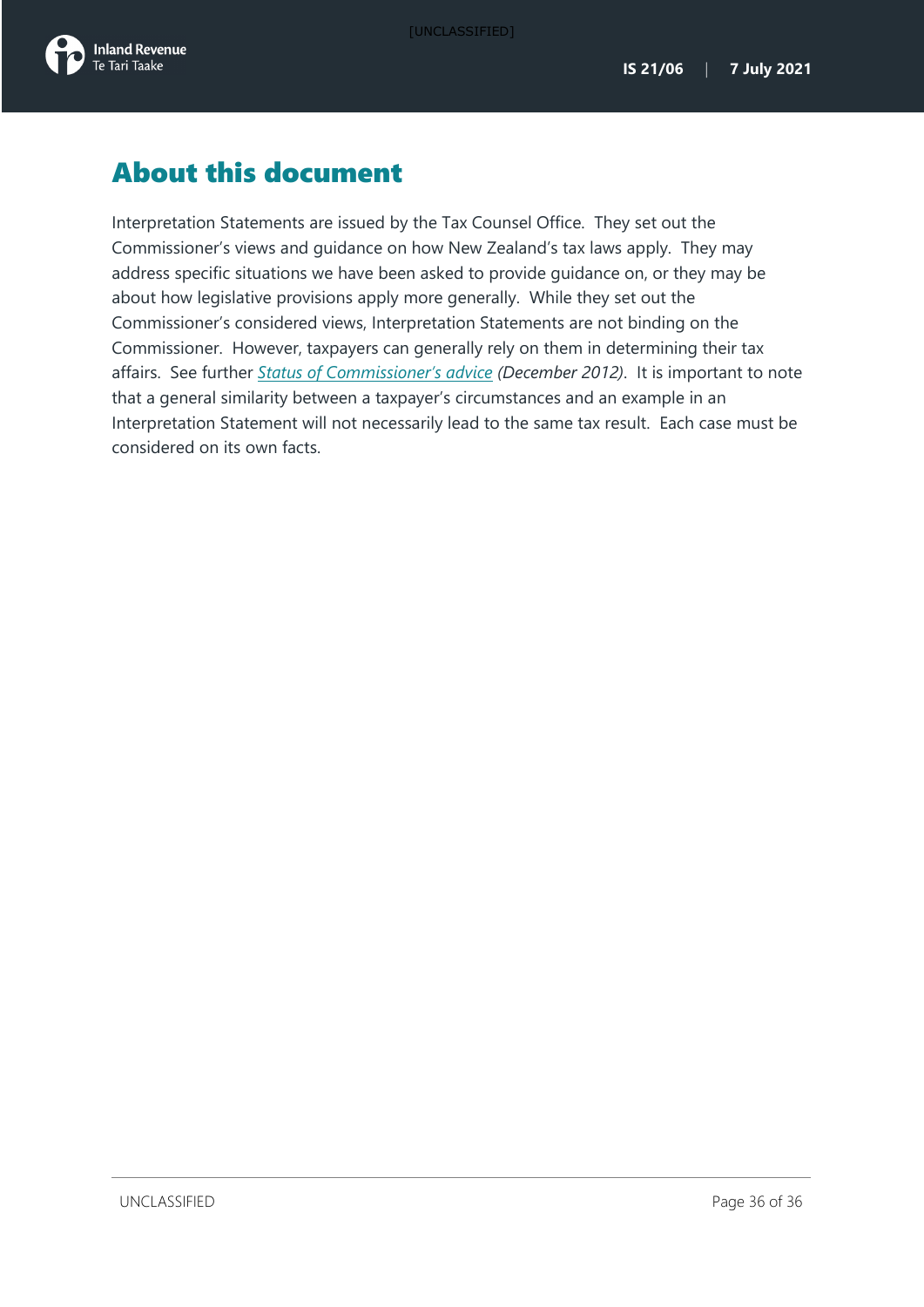# About this document

Interpretation Statements are issued by the Tax Counsel Office. They set out the Commissioner's views and guidance on how New Zealand's tax laws apply. They may address specific situations we have been asked to provide guidance on, or they may be about how legislative provisions apply more generally. While they set out the Commissioner's considered views, Interpretation Statements are not binding on the Commissioner. However, taxpayers can generally rely on them in determining their tax affairs. See further *Status of Commissioner's advice* *(December 2012)*. It is important to note that a general similarity between a taxpayer's circumstances and an example in an Interpretation Statement will not necessarily lead to the same tax result. Each case must be considered on its own facts.